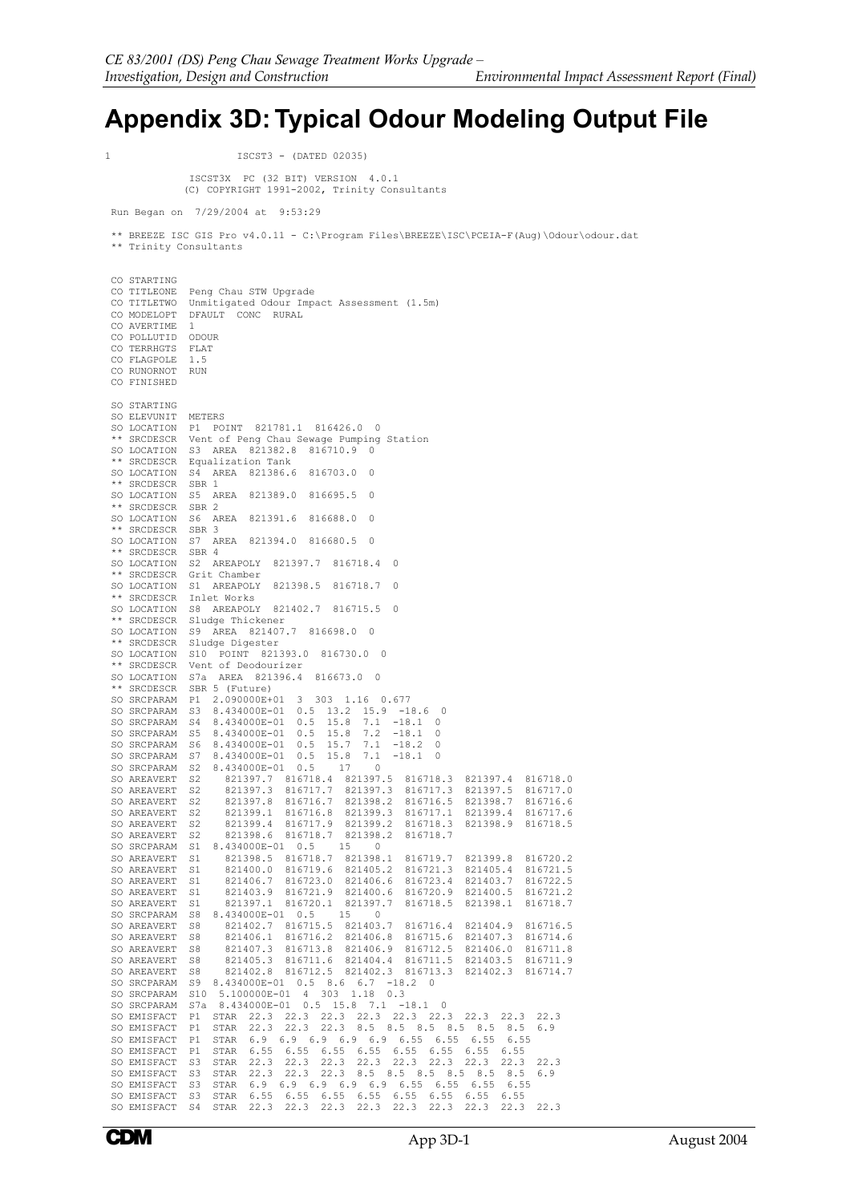# Appendix 3D: Typical Odour Modeling Output File

```
1                    ISCST3 - (DATED 02035)

             ISCST3X  PC (32 BIT) VERSION  4.0.1
            (C) COPYRIGHT 1991-2002, Trinity Consultants

 Run Began on  7/29/2004 at  9:53:29

 ** BREEZE ISC GIS Pro v4.0.11 - C:\Program Files\BREEZE\ISC\PCEIA-F(Aug)\Odour\odour.dat
 ** Trinity Consultants


 CO STARTING
 CO TITLEONE  Peng Chau STW Upgrade
 CO TITLETWO  Unmitigated Odour Impact Assessment (1.5m)
 CO MODELOPT  DFAULT  CONC  RURAL
 CO AVERTIME  1
 CO POLLUTID  ODOUR
 CO TERRHGTS  FLAT
 CO FLAGPOLE  1.5
 CO RUNORNOT  RUN
 CO FINISHED

 SO STARTING
 SO ELEVUNIT  METERS
 SO LOCATION  P1  POINT  821781.1  816426.0  0
 ** SRCDESCR  Vent of Peng Chau Sewage Pumping Station
 SO LOCATION  S3  AREA  821382.8  816710.9  0
 ** SRCDESCR  Equalization Tank
 SO LOCATION  S4  AREA  821386.6  816703.0  0
 ** SRCDESCR  SBR 1
 SO LOCATION  S5  AREA  821389.0  816695.5  0
 ** SRCDESCR  SBR 2
 SO LOCATION  S6  AREA  821391.6  816688.0  0
 ** SRCDESCR  SBR 3
 SO LOCATION  S7  AREA  821394.0  816680.5  0
 ** SRCDESCR  SBR 4
 SO LOCATION  S2  AREAPOLY  821397.7  816718.4  0
 ** SRCDESCR  Grit Chamber
 SO LOCATION  S1  AREAPOLY  821398.5  816718.7  0
 ** SRCDESCR  Inlet Works
 SO LOCATION  S8  AREAPOLY  821402.7  816715.5  0
 ** SRCDESCR  Sludge Thickener
 SO LOCATION  S9  AREA  821407.7  816698.0  0
 ** SRCDESCR  Sludge Digester
 SO LOCATION  S10  POINT  821393.0  816730.0  0
 ** SRCDESCR  Vent of Deodourizer
 SO LOCATION  S7a  AREA  821396.4  816673.0  0
 ** SRCDESCR  SBR 5 (Future)
 SO SRCPARAM  P1  2.090000E+01  3  303  1.16  0.677
 SO SRCPARAM  S3  8.434000E-01  0.5  13.2  15.9  -18.6  0
 SO SRCPARAM  S4  8.434000E-01  0.5  15.8  7.1  -18.1  0
 SO SRCPARAM  S5  8.434000E-01  0.5  15.8  7.2  -18.1  0
 SO SRCPARAM  S6  8.434000E-01  0.5  15.7  7.1  -18.2  0
 SO SRCPARAM  S7  8.434000E-01  0.5  15.8  7.1  -18.1  0
 SO SRCPARAM  S2  8.434000E-01  0.5   17    0
 SO AREAVERT  S2    821397.7  816718.4  821397.5  816718.3  821397.4  816718.0
 SO AREAVERT  S2    821397.3  816717.7  821397.3  816717.3  821397.5  816717.0
 SO AREAVERT  S2    821397.8  816716.7  821398.2  816716.5  821398.7  816716.6
 SO AREAVERT  S2    821399.1  816716.8  821399.3  816717.1  821399.4  816717.6
 SO AREAVERT  S2    821399.4  816717.9  821399.2  816718.3  821398.9  816718.5
 SO AREAVERT  S2    821398.6  816718.7  821398.2  816718.7
 SO SRCPARAM  S1  8.434000E-01  0.5    15    0
 SO AREAVERT  S1    821398.5  816718.7  821398.1  816719.7  821399.8  816720.2
 SO AREAVERT  S1    821400.0  816719.6  821405.2  816721.3  821405.4  816721.5
 SO AREAVERT  S1    821406.7  816723.0  821406.6  816723.4  821403.7  816722.5
 SO AREAVERT  S1    821403.9  816721.9  821400.6  816720.9  821400.5  816721.2
 SO AREAVERT  S1    821397.1  816720.1  821397.7  816718.5  821398.1  816718.7
 SO SRCPARAM  S8  8.434000E-01  0.5    15    0
 SO AREAVERT  S8    821402.7  816715.5  821403.7  816716.4  821404.9  816716.5
 SO AREAVERT  S8    821406.1  816716.2  821406.8  816715.6  821407.3  816714.6
 SO AREAVERT  S8    821407.3  816713.8  821406.9  816712.5  821406.0  816711.8
 SO AREAVERT  S8    821405.3  816711.6  821404.4  816711.5  821403.5  816711.9
 SO AREAVERT  S8    821402.8  816712.5  821402.3  816713.3  821402.3  816714.7
 SO SRCPARAM  S9  8.434000E-01  0.5  8.6  6.7  -18.2  0
 SO SRCPARAM  S10  5.100000E-01  4  303  1.18  0.3
 SO SRCPARAM  S7a  8.434000E-01  0.5  15.8  7.1  -18.1  0
 SO EMISFACT  P1  STAR  22.3  22.3  22.3  22.3  22.3  22.3  22.3  22.3  22.3
 SO EMISFACT  P1  STAR  22.3  22.3  22.3  8.5  8.5  8.5  8.5  8.5  8.5  6.9
 SO EMISFACT  P1  STAR  6.9  6.9  6.9  6.9  6.9  6.55  6.55  6.55  6.55
 SO EMISFACT  P1  STAR  6.55  6.55  6.55  6.55  6.55  6.55  6.55  6.55
 SO EMISFACT  S3  STAR  22.3  22.3  22.3  22.3  22.3  22.3  22.3  22.3  22.3
 SO EMISFACT  S3  STAR  22.3  22.3  22.3  8.5  8.5  8.5  8.5  8.5  8.5  6.9
 SO EMISFACT  S3  STAR  6.9  6.9  6.9  6.9  6.9  6.55  6.55  6.55  6.55
 SO EMISFACT  S3  STAR  6.55  6.55  6.55  6.55  6.55  6.55  6.55  6.55
 SO EMISFACT  S4  STAR  22.3  22.3  22.3  22.3  22.3  22.3  22.3  22.3  22.3
```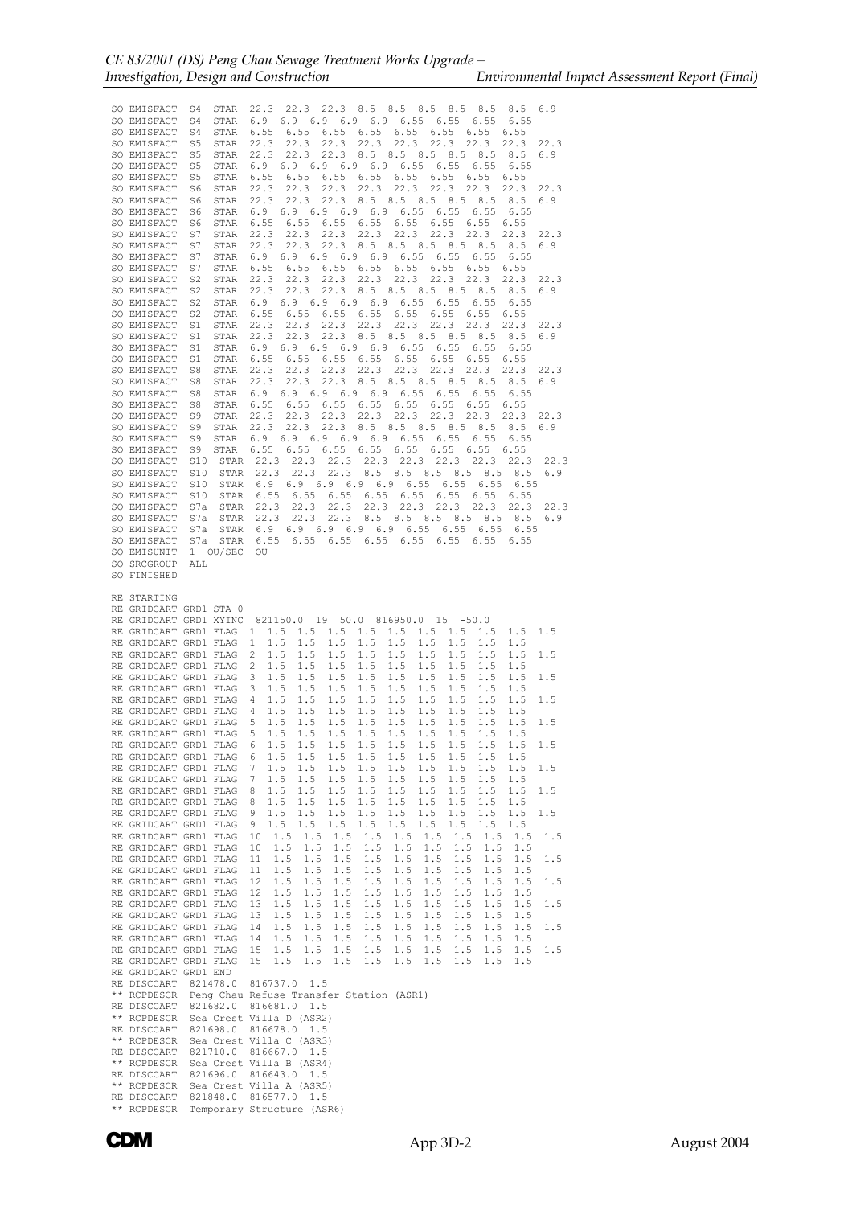```
SO EMISFACT  S4   STAR  22.3  22.3  22.3  8.5  8.5  8.5  8.5  8.5  8.5  6.9
SO EMISFACT  S4   STAR  6.9  6.9  6.9  6.9  6.9  6.55  6.55  6.55  6.55
SO EMISFACT  S4   STAR  6.55  6.55  6.55  6.55  6.55  6.55  6.55  6.55
SO EMISFACT  S5   STAR  22.3  22.3  22.3  22.3  22.3  22.3  22.3  22.3  22.3
SO EMISFACT  S5   STAR  22.3  22.3  22.3  8.5  8.5  8.5  8.5  8.5  8.5  6.9
SO EMISFACT  S5   STAR  6.9  6.9  6.9  6.9  6.9  6.55  6.55  6.55  6.55
SO EMISFACT  S5   STAR  6.55  6.55  6.55  6.55  6.55  6.55  6.55  6.55
SO EMISFACT  S6   STAR  22.3  22.3  22.3  22.3  22.3  22.3  22.3  22.3  22.3
SO EMISFACT  S6   STAR  22.3  22.3  22.3  8.5  8.5  8.5  8.5  8.5  8.5  6.9
SO EMISFACT  S6   STAR  6.9  6.9  6.9  6.9  6.9  6.55  6.55  6.55  6.55
SO EMISFACT  S6   STAR  6.55  6.55  6.55  6.55  6.55  6.55  6.55  6.55
SO EMISFACT  S7   STAR  22.3  22.3  22.3  22.3  22.3  22.3  22.3  22.3  22.3
SO EMISFACT  S7   STAR  22.3  22.3  22.3  8.5  8.5  8.5  8.5  8.5  8.5  6.9
SO EMISFACT  S7   STAR  6.9  6.9  6.9  6.9  6.9  6.55  6.55  6.55  6.55
SO EMISFACT  S7   STAR  6.55  6.55  6.55  6.55  6.55  6.55  6.55  6.55
SO EMISFACT  S2   STAR  22.3  22.3  22.3  22.3  22.3  22.3  22.3  22.3  22.3
SO EMISFACT  S2   STAR  22.3  22.3  22.3  8.5  8.5  8.5  8.5  8.5  8.5  6.9
SO EMISFACT  S2   STAR  6.9  6.9  6.9  6.9  6.9  6.55  6.55  6.55  6.55
SO EMISFACT  S2   STAR  6.55  6.55  6.55  6.55  6.55  6.55  6.55  6.55
SO EMISFACT  S1   STAR  22.3  22.3  22.3  22.3  22.3  22.3  22.3  22.3  22.3
SO EMISFACT  S1   STAR  22.3  22.3  22.3  8.5  8.5  8.5  8.5  8.5  8.5  6.9
SO EMISFACT  S1   STAR  6.9  6.9  6.9  6.9  6.9  6.55  6.55  6.55  6.55
SO EMISFACT  S1   STAR  6.55  6.55  6.55  6.55  6.55  6.55  6.55  6.55
SO EMISFACT  S8   STAR  22.3  22.3  22.3  22.3  22.3  22.3  22.3  22.3  22.3
SO EMISFACT  S8   STAR  22.3  22.3  22.3  8.5  8.5  8.5  8.5  8.5  8.5  6.9
SO EMISFACT  S8   STAR  6.9  6.9  6.9  6.9  6.9  6.55  6.55  6.55  6.55
SO EMISFACT  S8   STAR  6.55  6.55  6.55  6.55  6.55  6.55  6.55  6.55
SO EMISFACT  S9   STAR  22.3  22.3  22.3  22.3  22.3  22.3  22.3  22.3  22.3
SO EMISFACT  S9   STAR  22.3  22.3  22.3  8.5  8.5  8.5  8.5  8.5  8.5  6.9
SO EMISFACT  S9   STAR  6.9  6.9  6.9  6.9  6.9  6.55  6.55  6.55  6.55
SO EMISFACT  S9   STAR  6.55  6.55  6.55  6.55  6.55  6.55  6.55  6.55
SO EMISFACT  S10  STAR  22.3  22.3  22.3  22.3  22.3  22.3  22.3  22.3  22.3
SO EMISFACT  S10  STAR  22.3  22.3  22.3  8.5  8.5  8.5  8.5  8.5  8.5  6.9
SO EMISFACT  S10  STAR  6.9  6.9  6.9  6.9  6.9  6.55  6.55  6.55  6.55
SO EMISFACT  S10  STAR  6.55  6.55  6.55  6.55  6.55  6.55  6.55  6.55
SO EMISFACT  S7a  STAR  22.3  22.3  22.3  22.3  22.3  22.3  22.3  22.3  22.3
SO EMISFACT  S7a  STAR  22.3  22.3  22.3  8.5  8.5  8.5  8.5  8.5  8.5  6.9
SO EMISFACT  S7a  STAR  6.9  6.9  6.9  6.9  6.9  6.55  6.55  6.55  6.55
SO EMISFACT  S7a  STAR  6.55  6.55  6.55  6.55  6.55  6.55  6.55  6.55
SO EMISUNIT  1  OU/SEC  OU
SO SRCGROUP  ALL
SO FINISHED

RE STARTING
RE GRIDCART GRD1 STA 0
RE GRIDCART GRD1 XYINC  821150.0  19  50.0  816950.0  15  -50.0
RE GRIDCART GRD1 FLAG  1  1.5  1.5  1.5  1.5  1.5  1.5  1.5  1.5  1.5  1.5
RE GRIDCART GRD1 FLAG  1  1.5  1.5  1.5  1.5  1.5  1.5  1.5  1.5  1.5
RE GRIDCART GRD1 FLAG  2  1.5  1.5  1.5  1.5  1.5  1.5  1.5  1.5  1.5  1.5
RE GRIDCART GRD1 FLAG  2  1.5  1.5  1.5  1.5  1.5  1.5  1.5  1.5  1.5
RE GRIDCART GRD1 FLAG  3  1.5  1.5  1.5  1.5  1.5  1.5  1.5  1.5  1.5  1.5
RE GRIDCART GRD1 FLAG  3  1.5  1.5  1.5  1.5  1.5  1.5  1.5  1.5  1.5
RE GRIDCART GRD1 FLAG  4  1.5  1.5  1.5  1.5  1.5  1.5  1.5  1.5  1.5  1.5
RE GRIDCART GRD1 FLAG  4  1.5  1.5  1.5  1.5  1.5  1.5  1.5  1.5  1.5
RE GRIDCART GRD1 FLAG  5  1.5  1.5  1.5  1.5  1.5  1.5  1.5  1.5  1.5  1.5
RE GRIDCART GRD1 FLAG  5  1.5  1.5  1.5  1.5  1.5  1.5  1.5  1.5  1.5
RE GRIDCART GRD1 FLAG  6  1.5  1.5  1.5  1.5  1.5  1.5  1.5  1.5  1.5  1.5
RE GRIDCART GRD1 FLAG  6  1.5  1.5  1.5  1.5  1.5  1.5  1.5  1.5  1.5
RE GRIDCART GRD1 FLAG  7  1.5  1.5  1.5  1.5  1.5  1.5  1.5  1.5  1.5  1.5
RE GRIDCART GRD1 FLAG  7  1.5  1.5  1.5  1.5  1.5  1.5  1.5  1.5  1.5
RE GRIDCART GRD1 FLAG  8  1.5  1.5  1.5  1.5  1.5  1.5  1.5  1.5  1.5  1.5
RE GRIDCART GRD1 FLAG  8  1.5  1.5  1.5  1.5  1.5  1.5  1.5  1.5  1.5
RE GRIDCART GRD1 FLAG  9  1.5  1.5  1.5  1.5  1.5  1.5  1.5  1.5  1.5  1.5
RE GRIDCART GRD1 FLAG  9  1.5  1.5  1.5  1.5  1.5  1.5  1.5  1.5  1.5
RE GRIDCART GRD1 FLAG  10  1.5  1.5  1.5  1.5  1.5  1.5  1.5  1.5  1.5  1.5
RE GRIDCART GRD1 FLAG  10  1.5  1.5  1.5  1.5  1.5  1.5  1.5  1.5  1.5
RE GRIDCART GRD1 FLAG  11  1.5  1.5  1.5  1.5  1.5  1.5  1.5  1.5  1.5  1.5
RE GRIDCART GRD1 FLAG  11  1.5  1.5  1.5  1.5  1.5  1.5  1.5  1.5  1.5
RE GRIDCART GRD1 FLAG  12  1.5  1.5  1.5  1.5  1.5  1.5  1.5  1.5  1.5  1.5
RE GRIDCART GRD1 FLAG  12  1.5  1.5  1.5  1.5  1.5  1.5  1.5  1.5  1.5
RE GRIDCART GRD1 FLAG  13  1.5  1.5  1.5  1.5  1.5  1.5  1.5  1.5  1.5  1.5
RE GRIDCART GRD1 FLAG  13  1.5  1.5  1.5  1.5  1.5  1.5  1.5  1.5  1.5
RE GRIDCART GRD1 FLAG  14  1.5  1.5  1.5  1.5  1.5  1.5  1.5  1.5  1.5  1.5
RE GRIDCART GRD1 FLAG  14  1.5  1.5  1.5  1.5  1.5  1.5  1.5  1.5  1.5
RE GRIDCART GRD1 FLAG  15  1.5  1.5  1.5  1.5  1.5  1.5  1.5  1.5  1.5  1.5
RE GRIDCART GRD1 FLAG  15  1.5  1.5  1.5  1.5  1.5  1.5  1.5  1.5  1.5
RE GRIDCART GRD1 END
RE DISCCART  821478.0  816737.0  1.5
** RCPDESCR  Peng Chau Refuse Transfer Station (ASR1)
RE DISCCART  821682.0  816681.0  1.5
** RCPDESCR  Sea Crest Villa D (ASR2)
RE DISCCART  821698.0  816678.0  1.5
** RCPDESCR  Sea Crest Villa C (ASR3)
RE DISCCART  821710.0  816667.0  1.5
** RCPDESCR  Sea Crest Villa B (ASR4)
RE DISCCART  821696.0  816643.0  1.5
** RCPDESCR  Sea Crest Villa A (ASR5)
RE DISCCART  821848.0  816577.0  1.5
** RCPDESCR  Temporary Structure (ASR6)
```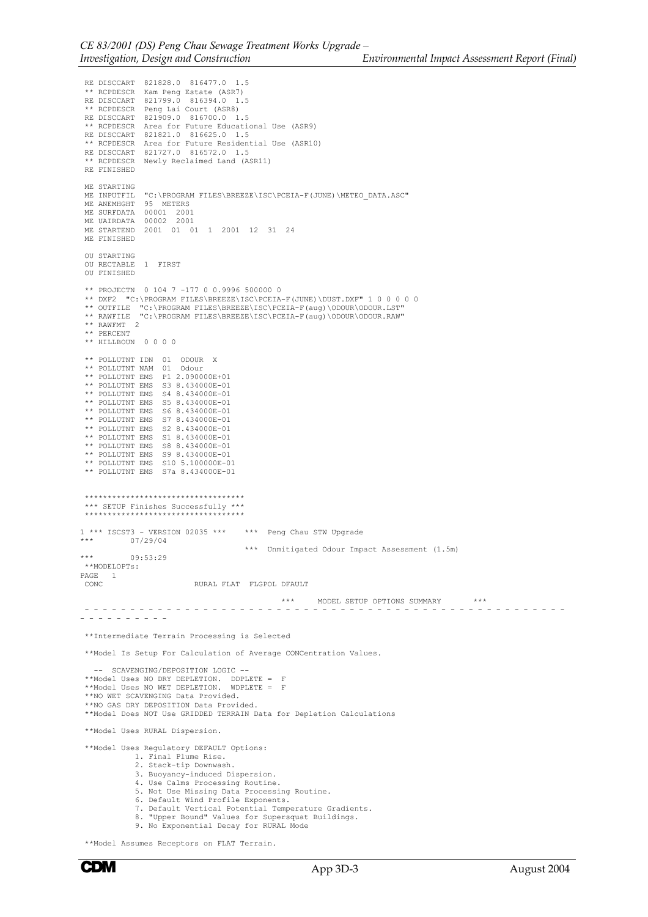```
 RE DISCCART  821828.0  816477.0  1.5
 ** RCPDESCR  Kam Peng Estate (ASR7)
 RE DISCCART  821799.0  816394.0  1.5
 ** RCPDESCR  Peng Lai Court (ASR8)
 RE DISCCART  821909.0  816700.0  1.5
 ** RCPDESCR  Area for Future Educational Use (ASR9)
 RE DISCCART  821821.0  816625.0  1.5
 ** RCPDESCR  Area for Future Residential Use (ASR10)
 RE DISCCART  821727.0  816572.0  1.5
 ** RCPDESCR  Newly Reclaimed Land (ASR11)
 RE FINISHED

 ME STARTING
 ME INPUTFIL  "C:\PROGRAM FILES\BREEZE\ISC\PCEIA-F(JUNE)\METEO_DATA.ASC"
 ME ANEMHGHT  95  METERS
 ME SURFDATA  00001  2001
 ME UAIRDATA  00002  2001
 ME STARTEND  2001  01  01  1  2001  12  31  24
 ME FINISHED

 OU STARTING
 OU RECTABLE  1  FIRST
 OU FINISHED

 ** PROJECTN  0 104 7 -177 0 0.9996 500000 0
 ** DXF2  "C:\PROGRAM FILES\BREEZE\ISC\PCEIA-F(JUNE)\DUST.DXF" 1 0 0 0 0 0
 ** OUTFILE  "C:\PROGRAM FILES\BREEZE\ISC\PCEIA-F(aug)\ODOUR\ODOUR.LST"
 ** RAWFILE  "C:\PROGRAM FILES\BREEZE\ISC\PCEIA-F(aug)\ODOUR\ODOUR.RAW"
 ** RAWFMT  2
 ** PERCENT
 ** HILLBOUN  0 0 0 0

 ** POLLUTNT IDN  01  ODOUR  X
 ** POLLUTNT NAM  01  Odour
 ** POLLUTNT EMS  P1 2.090000E+01
 ** POLLUTNT EMS  S3 8.434000E-01
 ** POLLUTNT EMS  S4 8.434000E-01
 ** POLLUTNT EMS  S5 8.434000E-01
 ** POLLUTNT EMS  S6 8.434000E-01
 ** POLLUTNT EMS  S7 8.434000E-01
 ** POLLUTNT EMS  S2 8.434000E-01
 ** POLLUTNT EMS  S1 8.434000E-01
 ** POLLUTNT EMS  S8 8.434000E-01
 ** POLLUTNT EMS  S9 8.434000E-01
 ** POLLUTNT EMS  S10 5.100000E-01
 ** POLLUTNT EMS  S7a 8.434000E-01


 ***********************************
 *** SETUP Finishes Successfully ***
 ***********************************

1 *** ISCST3 - VERSION 02035 ***    ***  Peng Chau STW Upgrade
***        07/29/04
                                  ***  Unmitigated Odour Impact Assessment (1.5m)
***        09:53:29
 **MODELOPTs:
PAGE   1
 CONC                    RURAL FLAT  FLGPOL DFAULT

                                        ***     MODEL SETUP OPTIONS SUMMARY       ***
 - - - - - - - - - - - - - - - - - - - - - - - - - - - - - - - - - - - - - - - - - - - - - - -
- - - - - - - - - -

 **Intermediate Terrain Processing is Selected

 **Model Is Setup For Calculation of Average CONCentration Values.

   -- SCAVENGING/DEPOSITION LOGIC --
 **Model Uses NO DRY DEPLETION.  DDPLETE =  F
 **Model Uses NO WET DEPLETION.  WDPLETE =  F
 **NO WET SCAVENGING Data Provided.
 **NO GAS DRY DEPOSITION Data Provided.
 **Model Does NOT Use GRIDDED TERRAIN Data for Depletion Calculations

 **Model Uses RURAL Dispersion.

 **Model Uses Regulatory DEFAULT Options:
           1. Final Plume Rise.
           2. Stack-tip Downwash.
           3. Buoyancy-induced Dispersion.
           4. Use Calms Processing Routine.
           5. Not Use Missing Data Processing Routine.
           6. Default Wind Profile Exponents.
           7. Default Vertical Potential Temperature Gradients.
           8. "Upper Bound" Values for Supersquat Buildings.
           9. No Exponential Decay for RURAL Mode

 **Model Assumes Receptors on FLAT Terrain.
```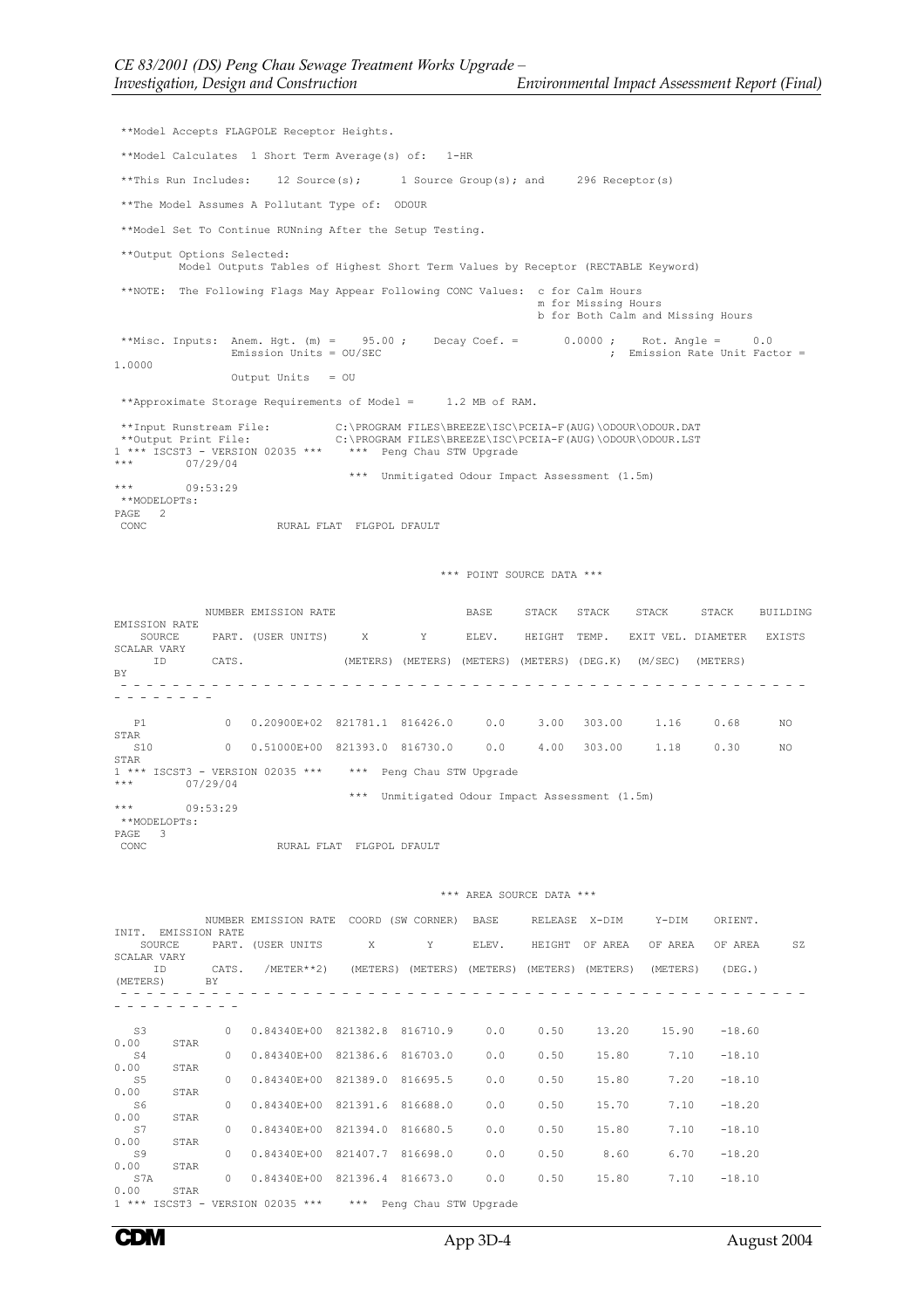```
**Model Accepts FLAGPOLE Receptor Heights.

**Model Calculates  1 Short Term Average(s) of:   1-HR

**This Run Includes:    12 Source(s);      1 Source Group(s); and     296 Receptor(s)

**The Model Assumes A Pollutant Type of:  ODOUR

**Model Set To Continue RUNning After the Setup Testing.

**Output Options Selected:
        Model Outputs Tables of Highest Short Term Values by Receptor (RECTABLE Keyword)

**NOTE:  The Following Flags May Appear Following CONC Values:  c for Calm Hours
                                                                m for Missing Hours
                                                                b for Both Calm and Missing Hours

**Misc. Inputs:  Anem. Hgt. (m) =    95.00 ;    Decay Coef. =       0.0000 ;    Rot. Angle =     0.0
                 Emission Units = OU/SEC                                    ;  Emission Rate Unit Factor =
1.0000
                 Output Units   = OU

**Approximate Storage Requirements of Model =     1.2 MB of RAM.

**Input Runstream File:          C:\PROGRAM FILES\BREEZE\ISC\PCEIA-F(AUG)\ODOUR\ODOUR.DAT
**Output Print File:             C:\PROGRAM FILES\BREEZE\ISC\PCEIA-F(AUG)\ODOUR\ODOUR.LST
1 *** ISCST3 - VERSION 02035 ***    ***  Peng Chau STW Upgrade
***        07/29/04
                                    ***  Unmitigated Odour Impact Assessment (1.5m)
***        09:53:29
**MODELOPTs:
PAGE   2
CONC                     RURAL FLAT  FLGPOL DFAULT


                                        *** POINT SOURCE DATA ***

             NUMBER EMISSION RATE                    BASE     STACK   STACK    STACK     STACK    BUILDING
EMISSION RATE
   SOURCE     PART. (USER UNITS)     X        Y      ELEV.    HEIGHT  TEMP.   EXIT VEL. DIAMETER   EXISTS
SCALAR VARY
     ID       CATS.              (METERS) (METERS) (METERS) (METERS) (DEG.K)  (M/SEC)  (METERS)
BY
- - - - - - - - - - - - - - - - - - - - - - - - - - - - - - - - - - - - - - - - - - - - - - - - - - - -
- - - - - - - -

   P1            0  0.20900E+02  821781.1  816426.0     0.0     3.00  303.00     1.16     0.68      NO
STAR
   S10           0  0.51000E+00  821393.0  816730.0     0.0     4.00  303.00     1.18     0.30      NO
STAR
1 *** ISCST3 - VERSION 02035 ***    ***  Peng Chau STW Upgrade
***        07/29/04
                                    ***  Unmitigated Odour Impact Assessment (1.5m)
***        09:53:29
**MODELOPTs:
PAGE   3
CONC                     RURAL FLAT  FLGPOL DFAULT


                                        *** AREA SOURCE DATA ***

             NUMBER EMISSION RATE  COORD (SW CORNER)  BASE     RELEASE  X-DIM     Y-DIM    ORIENT.
INIT.  EMISSION RATE
   SOURCE     PART. (USER UNITS       X        Y      ELEV.    HEIGHT  OF AREA   OF AREA   OF AREA     SZ
SCALAR VARY
     ID       CATS.   /METER**2)   (METERS) (METERS) (METERS) (METERS) (METERS)  (METERS)   (DEG.)
(METERS)      BY
- - - - - - - - - - - - - - - - - - - - - - - - - - - - - - - - - - - - - - - - - - - - - - - - - - - -
- - - - - - - - - -

   S3            0  0.84340E+00  821382.8  816710.9     0.0     0.50     13.20     15.90    -18.60
0.00     STAR
   S4            0  0.84340E+00  821386.6  816703.0     0.0     0.50     15.80      7.10    -18.10
0.00     STAR
   S5            0  0.84340E+00  821389.0  816695.5     0.0     0.50     15.80      7.20    -18.10
0.00     STAR
   S6            0  0.84340E+00  821391.6  816688.0     0.0     0.50     15.70      7.10    -18.20
0.00     STAR
   S7            0  0.84340E+00  821394.0  816680.5     0.0     0.50     15.80      7.10    -18.10
0.00     STAR
   S9            0  0.84340E+00  821407.7  816698.0     0.0     0.50      8.60      6.70    -18.20
0.00     STAR
   S7A           0  0.84340E+00  821396.4  816673.0     0.0     0.50     15.80      7.10    -18.10
0.00     STAR
1 *** ISCST3 - VERSION 02035 ***    ***  Peng Chau STW Upgrade
```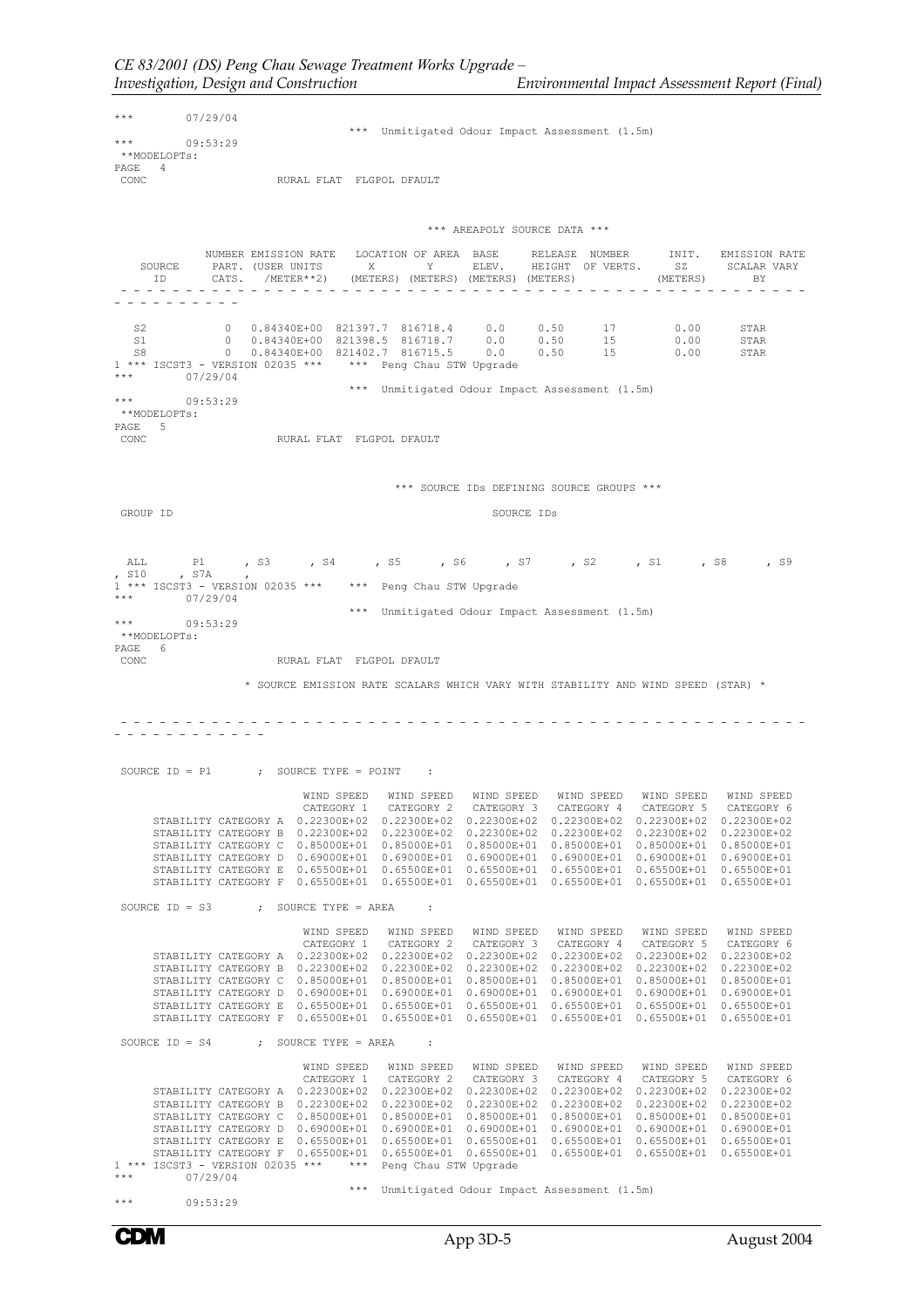```
***        07/29/04
                              ***  Unmitigated Odour Impact Assessment (1.5m)
***        09:53:29
 **MODELOPTs:
PAGE   4
 CONC                     RURAL FLAT  FLGPOL DFAULT


                                             *** AREAPOLY SOURCE DATA ***

            NUMBER EMISSION RATE   LOCATION OF AREA  BASE      RELEASE  NUMBER      INIT.   EMISSION RATE
   SOURCE    PART. (USER UNITS       X         Y      ELEV.    HEIGHT  OF VERTS.     SZ      SCALAR VARY
    ID       CATS.   /METER**2)   (METERS) (METERS) (METERS) (METERS)              (METERS)       BY
 - - - - - - - - - - - - - - - - - - - - - - - - - - - - - - - - - - - - - - - - - - - - - - - - - - - - -
- - - - - - - - - -

   S2          0   0.84340E+00  821397.7  816718.4     0.0     0.50      17         0.00      STAR
   S1          0   0.84340E+00  821398.5  816718.7     0.0     0.50      15         0.00      STAR
   S8          0   0.84340E+00  821402.7  816715.5     0.0     0.50      15         0.00      STAR
1 *** ISCST3 - VERSION 02035 ***    ***  Peng Chau STW Upgrade
***        07/29/04
                              ***  Unmitigated Odour Impact Assessment (1.5m)
***        09:53:29
 **MODELOPTs:
PAGE   5
 CONC                     RURAL FLAT  FLGPOL DFAULT



                                             *** SOURCE IDs DEFINING SOURCE GROUPS ***

 GROUP ID                                              SOURCE IDs



  ALL      P1     , S3     , S4     , S5     , S6     , S7     , S2     , S1     , S8     , S9
, S10    , S7A    ,
1 *** ISCST3 - VERSION 02035 ***    ***  Peng Chau STW Upgrade
***        07/29/04
                              ***  Unmitigated Odour Impact Assessment (1.5m)
***        09:53:29
 **MODELOPTs:
PAGE   6
 CONC                     RURAL FLAT  FLGPOL DFAULT

              * SOURCE EMISSION RATE SCALARS WHICH VARY WITH STABILITY AND WIND SPEED (STAR) *


 - - - - - - - - - - - - - - - - - - - - - - - - - - - - - - - - - - - - - - - - - - - - - - - - - - - - -
- - - - - - - - - - - -


 SOURCE ID = P1       ;  SOURCE TYPE = POINT    :

                          WIND SPEED   WIND SPEED   WIND SPEED   WIND SPEED   WIND SPEED   WIND SPEED
                          CATEGORY 1   CATEGORY 2   CATEGORY 3   CATEGORY 4   CATEGORY 5   CATEGORY 6
     STABILITY CATEGORY A  0.22300E+02  0.22300E+02  0.22300E+02  0.22300E+02  0.22300E+02  0.22300E+02
     STABILITY CATEGORY B  0.22300E+02  0.22300E+02  0.22300E+02  0.22300E+02  0.22300E+02  0.22300E+02
     STABILITY CATEGORY C  0.85000E+01  0.85000E+01  0.85000E+01  0.85000E+01  0.85000E+01  0.85000E+01
     STABILITY CATEGORY D  0.69000E+01  0.69000E+01  0.69000E+01  0.69000E+01  0.69000E+01  0.69000E+01
     STABILITY CATEGORY E  0.65500E+01  0.65500E+01  0.65500E+01  0.65500E+01  0.65500E+01  0.65500E+01
     STABILITY CATEGORY F  0.65500E+01  0.65500E+01  0.65500E+01  0.65500E+01  0.65500E+01  0.65500E+01

 SOURCE ID = S3       ;  SOURCE TYPE = AREA     :

                          WIND SPEED   WIND SPEED   WIND SPEED   WIND SPEED   WIND SPEED   WIND SPEED
                          CATEGORY 1   CATEGORY 2   CATEGORY 3   CATEGORY 4   CATEGORY 5   CATEGORY 6
     STABILITY CATEGORY A  0.22300E+02  0.22300E+02  0.22300E+02  0.22300E+02  0.22300E+02  0.22300E+02
     STABILITY CATEGORY B  0.22300E+02  0.22300E+02  0.22300E+02  0.22300E+02  0.22300E+02  0.22300E+02
     STABILITY CATEGORY C  0.85000E+01  0.85000E+01  0.85000E+01  0.85000E+01  0.85000E+01  0.85000E+01
     STABILITY CATEGORY D  0.69000E+01  0.69000E+01  0.69000E+01  0.69000E+01  0.69000E+01  0.69000E+01
     STABILITY CATEGORY E  0.65500E+01  0.65500E+01  0.65500E+01  0.65500E+01  0.65500E+01  0.65500E+01
     STABILITY CATEGORY F  0.65500E+01  0.65500E+01  0.65500E+01  0.65500E+01  0.65500E+01  0.65500E+01

 SOURCE ID = S4       ;  SOURCE TYPE = AREA     :

                          WIND SPEED   WIND SPEED   WIND SPEED   WIND SPEED   WIND SPEED   WIND SPEED
                          CATEGORY 1   CATEGORY 2   CATEGORY 3   CATEGORY 4   CATEGORY 5   CATEGORY 6
     STABILITY CATEGORY A  0.22300E+02  0.22300E+02  0.22300E+02  0.22300E+02  0.22300E+02  0.22300E+02
     STABILITY CATEGORY B  0.22300E+02  0.22300E+02  0.22300E+02  0.22300E+02  0.22300E+02  0.22300E+02
     STABILITY CATEGORY C  0.85000E+01  0.85000E+01  0.85000E+01  0.85000E+01  0.85000E+01  0.85000E+01
     STABILITY CATEGORY D  0.69000E+01  0.69000E+01  0.69000E+01  0.69000E+01  0.69000E+01  0.69000E+01
     STABILITY CATEGORY E  0.65500E+01  0.65500E+01  0.65500E+01  0.65500E+01  0.65500E+01  0.65500E+01
     STABILITY CATEGORY F  0.65500E+01  0.65500E+01  0.65500E+01  0.65500E+01  0.65500E+01  0.65500E+01
1 *** ISCST3 - VERSION 02035 ***    ***  Peng Chau STW Upgrade
***        07/29/04
                              ***  Unmitigated Odour Impact Assessment (1.5m)
***        09:53:29
```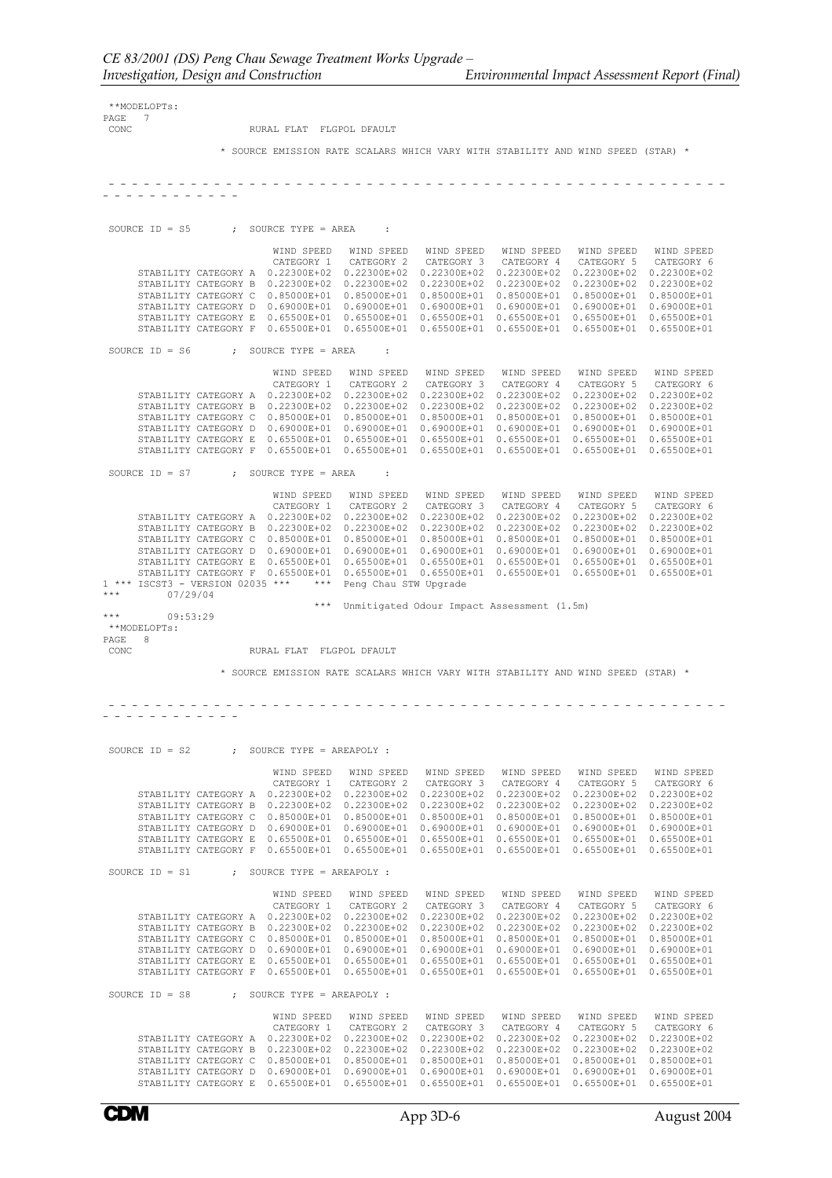```
 **MODELOPTs:
PAGE   7
 CONC                    RURAL FLAT  FLGPOL DFAULT

               * SOURCE EMISSION RATE SCALARS WHICH VARY WITH STABILITY AND WIND SPEED (STAR) *

 - - - - - - - - - - - - - - - - - - - - - - - - - - - - - - - - - - - - - - - - - - - - - - - - - -
- - - - - - - - - - - -


 SOURCE ID = S5       ;  SOURCE TYPE = AREA     :

                           WIND SPEED   WIND SPEED   WIND SPEED   WIND SPEED   WIND SPEED   WIND SPEED
                           CATEGORY 1   CATEGORY 2   CATEGORY 3   CATEGORY 4   CATEGORY 5   CATEGORY 6
      STABILITY CATEGORY A  0.22300E+02  0.22300E+02  0.22300E+02  0.22300E+02  0.22300E+02  0.22300E+02
      STABILITY CATEGORY B  0.22300E+02  0.22300E+02  0.22300E+02  0.22300E+02  0.22300E+02  0.22300E+02
      STABILITY CATEGORY C  0.85000E+01  0.85000E+01  0.85000E+01  0.85000E+01  0.85000E+01  0.85000E+01
      STABILITY CATEGORY D  0.69000E+01  0.69000E+01  0.69000E+01  0.69000E+01  0.69000E+01  0.69000E+01
      STABILITY CATEGORY E  0.65500E+01  0.65500E+01  0.65500E+01  0.65500E+01  0.65500E+01  0.65500E+01
      STABILITY CATEGORY F  0.65500E+01  0.65500E+01  0.65500E+01  0.65500E+01  0.65500E+01  0.65500E+01

 SOURCE ID = S6       ;  SOURCE TYPE = AREA     :

                           WIND SPEED   WIND SPEED   WIND SPEED   WIND SPEED   WIND SPEED   WIND SPEED
                           CATEGORY 1   CATEGORY 2   CATEGORY 3   CATEGORY 4   CATEGORY 5   CATEGORY 6
      STABILITY CATEGORY A  0.22300E+02  0.22300E+02  0.22300E+02  0.22300E+02  0.22300E+02  0.22300E+02
      STABILITY CATEGORY B  0.22300E+02  0.22300E+02  0.22300E+02  0.22300E+02  0.22300E+02  0.22300E+02
      STABILITY CATEGORY C  0.85000E+01  0.85000E+01  0.85000E+01  0.85000E+01  0.85000E+01  0.85000E+01
      STABILITY CATEGORY D  0.69000E+01  0.69000E+01  0.69000E+01  0.69000E+01  0.69000E+01  0.69000E+01
      STABILITY CATEGORY E  0.65500E+01  0.65500E+01  0.65500E+01  0.65500E+01  0.65500E+01  0.65500E+01
      STABILITY CATEGORY F  0.65500E+01  0.65500E+01  0.65500E+01  0.65500E+01  0.65500E+01  0.65500E+01

 SOURCE ID = S7       ;  SOURCE TYPE = AREA     :

                           WIND SPEED   WIND SPEED   WIND SPEED   WIND SPEED   WIND SPEED   WIND SPEED
                           CATEGORY 1   CATEGORY 2   CATEGORY 3   CATEGORY 4   CATEGORY 5   CATEGORY 6
      STABILITY CATEGORY A  0.22300E+02  0.22300E+02  0.22300E+02  0.22300E+02  0.22300E+02  0.22300E+02
      STABILITY CATEGORY B  0.22300E+02  0.22300E+02  0.22300E+02  0.22300E+02  0.22300E+02  0.22300E+02
      STABILITY CATEGORY C  0.85000E+01  0.85000E+01  0.85000E+01  0.85000E+01  0.85000E+01  0.85000E+01
      STABILITY CATEGORY D  0.69000E+01  0.69000E+01  0.69000E+01  0.69000E+01  0.69000E+01  0.69000E+01
      STABILITY CATEGORY E  0.65500E+01  0.65500E+01  0.65500E+01  0.65500E+01  0.65500E+01  0.65500E+01
      STABILITY CATEGORY F  0.65500E+01  0.65500E+01  0.65500E+01  0.65500E+01  0.65500E+01  0.65500E+01
1 *** ISCST3 - VERSION 02035 ***    ***  Peng Chau STW Upgrade
***        07/29/04
                                    ***  Unmitigated Odour Impact Assessment (1.5m)
***        09:53:29
 **MODELOPTs:
PAGE   8
 CONC                    RURAL FLAT  FLGPOL DFAULT

               * SOURCE EMISSION RATE SCALARS WHICH VARY WITH STABILITY AND WIND SPEED (STAR) *

 - - - - - - - - - - - - - - - - - - - - - - - - - - - - - - - - - - - - - - - - - - - - - - - - - -
- - - - - - - - - - - -


 SOURCE ID = S2       ;  SOURCE TYPE = AREAPOLY :

                           WIND SPEED   WIND SPEED   WIND SPEED   WIND SPEED   WIND SPEED   WIND SPEED
                           CATEGORY 1   CATEGORY 2   CATEGORY 3   CATEGORY 4   CATEGORY 5   CATEGORY 6
      STABILITY CATEGORY A  0.22300E+02  0.22300E+02  0.22300E+02  0.22300E+02  0.22300E+02  0.22300E+02
      STABILITY CATEGORY B  0.22300E+02  0.22300E+02  0.22300E+02  0.22300E+02  0.22300E+02  0.22300E+02
      STABILITY CATEGORY C  0.85000E+01  0.85000E+01  0.85000E+01  0.85000E+01  0.85000E+01  0.85000E+01
      STABILITY CATEGORY D  0.69000E+01  0.69000E+01  0.69000E+01  0.69000E+01  0.69000E+01  0.69000E+01
      STABILITY CATEGORY E  0.65500E+01  0.65500E+01  0.65500E+01  0.65500E+01  0.65500E+01  0.65500E+01
      STABILITY CATEGORY F  0.65500E+01  0.65500E+01  0.65500E+01  0.65500E+01  0.65500E+01  0.65500E+01

 SOURCE ID = S1       ;  SOURCE TYPE = AREAPOLY :

                           WIND SPEED   WIND SPEED   WIND SPEED   WIND SPEED   WIND SPEED   WIND SPEED
                           CATEGORY 1   CATEGORY 2   CATEGORY 3   CATEGORY 4   CATEGORY 5   CATEGORY 6
      STABILITY CATEGORY A  0.22300E+02  0.22300E+02  0.22300E+02  0.22300E+02  0.22300E+02  0.22300E+02
      STABILITY CATEGORY B  0.22300E+02  0.22300E+02  0.22300E+02  0.22300E+02  0.22300E+02  0.22300E+02
      STABILITY CATEGORY C  0.85000E+01  0.85000E+01  0.85000E+01  0.85000E+01  0.85000E+01  0.85000E+01
      STABILITY CATEGORY D  0.69000E+01  0.69000E+01  0.69000E+01  0.69000E+01  0.69000E+01  0.69000E+01
      STABILITY CATEGORY E  0.65500E+01  0.65500E+01  0.65500E+01  0.65500E+01  0.65500E+01  0.65500E+01
      STABILITY CATEGORY F  0.65500E+01  0.65500E+01  0.65500E+01  0.65500E+01  0.65500E+01  0.65500E+01

 SOURCE ID = S8       ;  SOURCE TYPE = AREAPOLY :

                           WIND SPEED   WIND SPEED   WIND SPEED   WIND SPEED   WIND SPEED   WIND SPEED
                           CATEGORY 1   CATEGORY 2   CATEGORY 3   CATEGORY 4   CATEGORY 5   CATEGORY 6
      STABILITY CATEGORY A  0.22300E+02  0.22300E+02  0.22300E+02  0.22300E+02  0.22300E+02  0.22300E+02
      STABILITY CATEGORY B  0.22300E+02  0.22300E+02  0.22300E+02  0.22300E+02  0.22300E+02  0.22300E+02
      STABILITY CATEGORY C  0.85000E+01  0.85000E+01  0.85000E+01  0.85000E+01  0.85000E+01  0.85000E+01
      STABILITY CATEGORY D  0.69000E+01  0.69000E+01  0.69000E+01  0.69000E+01  0.69000E+01  0.69000E+01
      STABILITY CATEGORY E  0.65500E+01  0.65500E+01  0.65500E+01  0.65500E+01  0.65500E+01  0.65500E+01
```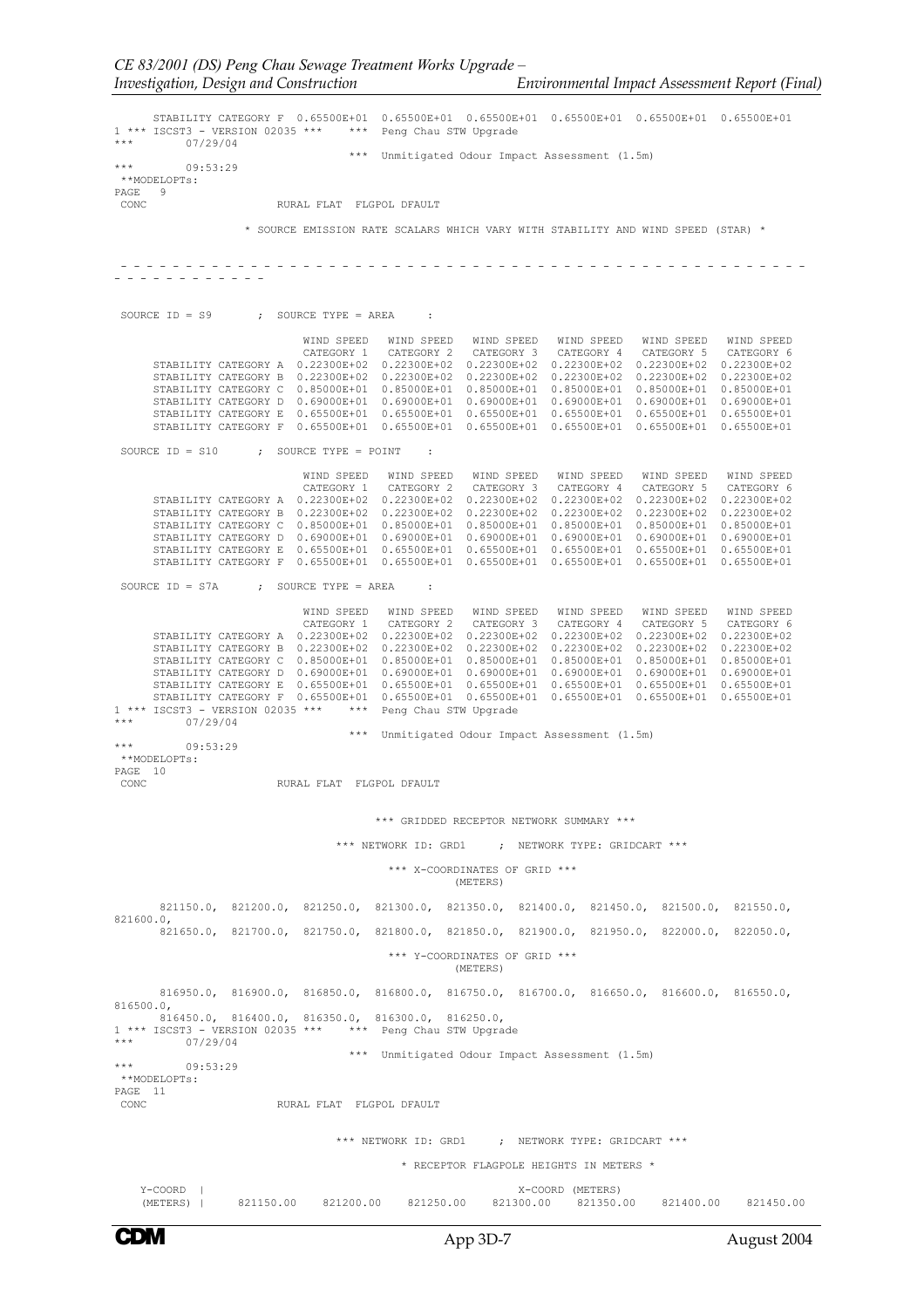```
      STABILITY CATEGORY F  0.65500E+01  0.65500E+01  0.65500E+01  0.65500E+01  0.65500E+01  0.65500E+01
1 *** ISCST3 - VERSION 02035 ***    ***  Peng Chau STW Upgrade
***       07/29/04
                                 ***  Unmitigated Odour Impact Assessment (1.5m)
***       09:53:29
 **MODELOPTs:
PAGE   9
 CONC                     RURAL FLAT  FLGPOL DFAULT

               * SOURCE EMISSION RATE SCALARS WHICH VARY WITH STABILITY AND WIND SPEED (STAR) *

 - - - - - - - - - - - - - - - - - - - - - - - - - - - - - - - - - - - - - - - - - - - - - - - - - - - - -
 - - - - - - - - - - - -

 SOURCE ID = S9       ;  SOURCE TYPE = AREA     :

                          WIND SPEED   WIND SPEED   WIND SPEED   WIND SPEED   WIND SPEED   WIND SPEED
                          CATEGORY 1   CATEGORY 2   CATEGORY 3   CATEGORY 4   CATEGORY 5   CATEGORY 6
      STABILITY CATEGORY A  0.22300E+02  0.22300E+02  0.22300E+02  0.22300E+02  0.22300E+02  0.22300E+02
      STABILITY CATEGORY B  0.22300E+02  0.22300E+02  0.22300E+02  0.22300E+02  0.22300E+02  0.22300E+02
      STABILITY CATEGORY C  0.85000E+01  0.85000E+01  0.85000E+01  0.85000E+01  0.85000E+01  0.85000E+01
      STABILITY CATEGORY D  0.69000E+01  0.69000E+01  0.69000E+01  0.69000E+01  0.69000E+01  0.69000E+01
      STABILITY CATEGORY E  0.65500E+01  0.65500E+01  0.65500E+01  0.65500E+01  0.65500E+01  0.65500E+01
      STABILITY CATEGORY F  0.65500E+01  0.65500E+01  0.65500E+01  0.65500E+01  0.65500E+01  0.65500E+01

 SOURCE ID = S10      ;  SOURCE TYPE = POINT    :

                          WIND SPEED   WIND SPEED   WIND SPEED   WIND SPEED   WIND SPEED   WIND SPEED
                          CATEGORY 1   CATEGORY 2   CATEGORY 3   CATEGORY 4   CATEGORY 5   CATEGORY 6
      STABILITY CATEGORY A  0.22300E+02  0.22300E+02  0.22300E+02  0.22300E+02  0.22300E+02  0.22300E+02
      STABILITY CATEGORY B  0.22300E+02  0.22300E+02  0.22300E+02  0.22300E+02  0.22300E+02  0.22300E+02
      STABILITY CATEGORY C  0.85000E+01  0.85000E+01  0.85000E+01  0.85000E+01  0.85000E+01  0.85000E+01
      STABILITY CATEGORY D  0.69000E+01  0.69000E+01  0.69000E+01  0.69000E+01  0.69000E+01  0.69000E+01
      STABILITY CATEGORY E  0.65500E+01  0.65500E+01  0.65500E+01  0.65500E+01  0.65500E+01  0.65500E+01
      STABILITY CATEGORY F  0.65500E+01  0.65500E+01  0.65500E+01  0.65500E+01  0.65500E+01  0.65500E+01

 SOURCE ID = S7A      ;  SOURCE TYPE = AREA     :

                          WIND SPEED   WIND SPEED   WIND SPEED   WIND SPEED   WIND SPEED   WIND SPEED
                          CATEGORY 1   CATEGORY 2   CATEGORY 3   CATEGORY 4   CATEGORY 5   CATEGORY 6
      STABILITY CATEGORY A  0.22300E+02  0.22300E+02  0.22300E+02  0.22300E+02  0.22300E+02  0.22300E+02
      STABILITY CATEGORY B  0.22300E+02  0.22300E+02  0.22300E+02  0.22300E+02  0.22300E+02  0.22300E+02
      STABILITY CATEGORY C  0.85000E+01  0.85000E+01  0.85000E+01  0.85000E+01  0.85000E+01  0.85000E+01
      STABILITY CATEGORY D  0.69000E+01  0.69000E+01  0.69000E+01  0.69000E+01  0.69000E+01  0.69000E+01
      STABILITY CATEGORY E  0.65500E+01  0.65500E+01  0.65500E+01  0.65500E+01  0.65500E+01  0.65500E+01
      STABILITY CATEGORY F  0.65500E+01  0.65500E+01  0.65500E+01  0.65500E+01  0.65500E+01  0.65500E+01
1 *** ISCST3 - VERSION 02035 ***    ***  Peng Chau STW Upgrade
***       07/29/04
                                 ***  Unmitigated Odour Impact Assessment (1.5m)
***       09:53:29
 **MODELOPTs:
PAGE  10
 CONC                     RURAL FLAT  FLGPOL DFAULT

                               *** GRIDDED RECEPTOR NETWORK SUMMARY ***

                          *** NETWORK ID: GRD1     ;  NETWORK TYPE: GRIDCART ***

                                  *** X-COORDINATES OF GRID ***
                                            (METERS)

      821150.0,  821200.0,  821250.0,  821300.0,  821350.0,  821400.0,  821450.0,  821500.0,  821550.0,
821600.0,
      821650.0,  821700.0,  821750.0,  821800.0,  821850.0,  821900.0,  821950.0,  822000.0,  822050.0,

                                  *** Y-COORDINATES OF GRID ***
                                            (METERS)

      816950.0,  816900.0,  816850.0,  816800.0,  816750.0,  816700.0,  816650.0,  816600.0,  816550.0,
816500.0,
      816450.0,  816400.0,  816350.0,  816300.0,  816250.0,
1 *** ISCST3 - VERSION 02035 ***    ***  Peng Chau STW Upgrade
***       07/29/04
                                 ***  Unmitigated Odour Impact Assessment (1.5m)
***       09:53:29
 **MODELOPTs:
PAGE  11
 CONC                     RURAL FLAT  FLGPOL DFAULT

                          *** NETWORK ID: GRD1     ;  NETWORK TYPE: GRIDCART ***

                               * RECEPTOR FLAGPOLE HEIGHTS IN METERS *

   Y-COORD  |                                          X-COORD (METERS)
   (METERS) |    821150.00    821200.00    821250.00    821300.00    821350.00    821400.00    821450.00
```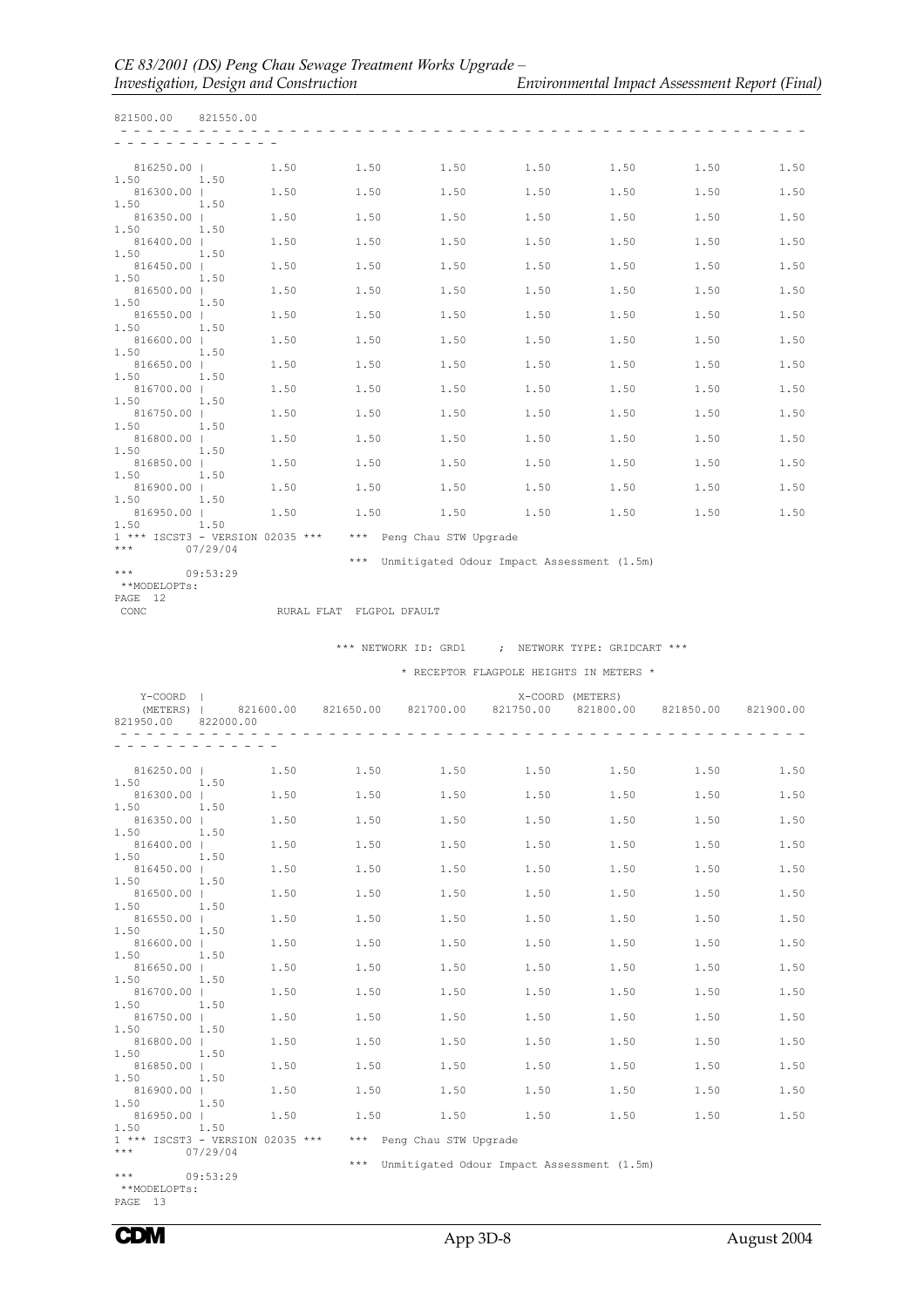```
821500.00    821550.00
 - - - - - - - - - - - - - - - - - - - - - - - - - - - - - - - - - - - - - - - - - - - - - - - - -
- - - - - - - - - - - - -

   816250.00 |         1.50        1.50        1.50        1.50        1.50        1.50        1.50
1.50        1.50
   816300.00 |         1.50        1.50        1.50        1.50        1.50        1.50        1.50
1.50        1.50
   816350.00 |         1.50        1.50        1.50        1.50        1.50        1.50        1.50
1.50        1.50
   816400.00 |         1.50        1.50        1.50        1.50        1.50        1.50        1.50
1.50        1.50
   816450.00 |         1.50        1.50        1.50        1.50        1.50        1.50        1.50
1.50        1.50
   816500.00 |         1.50        1.50        1.50        1.50        1.50        1.50        1.50
1.50        1.50
   816550.00 |         1.50        1.50        1.50        1.50        1.50        1.50        1.50
1.50        1.50
   816600.00 |         1.50        1.50        1.50        1.50        1.50        1.50        1.50
1.50        1.50
   816650.00 |         1.50        1.50        1.50        1.50        1.50        1.50        1.50
1.50        1.50
   816700.00 |         1.50        1.50        1.50        1.50        1.50        1.50        1.50
1.50        1.50
   816750.00 |         1.50        1.50        1.50        1.50        1.50        1.50        1.50
1.50        1.50
   816800.00 |         1.50        1.50        1.50        1.50        1.50        1.50        1.50
1.50        1.50
   816850.00 |         1.50        1.50        1.50        1.50        1.50        1.50        1.50
1.50        1.50
   816900.00 |         1.50        1.50        1.50        1.50        1.50        1.50        1.50
1.50        1.50
   816950.00 |         1.50        1.50        1.50        1.50        1.50        1.50        1.50
1.50        1.50
1 *** ISCST3 - VERSION 02035 ***    *** Peng Chau STW Upgrade
***        07/29/04
                                    *** Unmitigated Odour Impact Assessment (1.5m)
***        09:53:29
 **MODELOPTs:
PAGE  12
 CONC                    RURAL FLAT  FLGPOL DFAULT


                              *** NETWORK ID: GRD1    ; NETWORK TYPE: GRIDCART ***

                                   * RECEPTOR FLAGPOLE HEIGHTS IN METERS *

    Y-COORD  |                                          X-COORD (METERS)
    (METERS) |     821600.00   821650.00   821700.00   821750.00   821800.00   821850.00   821900.00
821950.00    822000.00
 - - - - - - - - - - - - - - - - - - - - - - - - - - - - - - - - - - - - - - - - - - - - - - - - -
- - - - - - - - - - - - -

   816250.00 |         1.50        1.50        1.50        1.50        1.50        1.50        1.50
1.50        1.50
   816300.00 |         1.50        1.50        1.50        1.50        1.50        1.50        1.50
1.50        1.50
   816350.00 |         1.50        1.50        1.50        1.50        1.50        1.50        1.50
1.50        1.50
   816400.00 |         1.50        1.50        1.50        1.50        1.50        1.50        1.50
1.50        1.50
   816450.00 |         1.50        1.50        1.50        1.50        1.50        1.50        1.50
1.50        1.50
   816500.00 |         1.50        1.50        1.50        1.50        1.50        1.50        1.50
1.50        1.50
   816550.00 |         1.50        1.50        1.50        1.50        1.50        1.50        1.50
1.50        1.50
   816600.00 |         1.50        1.50        1.50        1.50        1.50        1.50        1.50
1.50        1.50
   816650.00 |         1.50        1.50        1.50        1.50        1.50        1.50        1.50
1.50        1.50
   816700.00 |         1.50        1.50        1.50        1.50        1.50        1.50        1.50
1.50        1.50
   816750.00 |         1.50        1.50        1.50        1.50        1.50        1.50        1.50
1.50        1.50
   816800.00 |         1.50        1.50        1.50        1.50        1.50        1.50        1.50
1.50        1.50
   816850.00 |         1.50        1.50        1.50        1.50        1.50        1.50        1.50
1.50        1.50
   816900.00 |         1.50        1.50        1.50        1.50        1.50        1.50        1.50
1.50        1.50
   816950.00 |         1.50        1.50        1.50        1.50        1.50        1.50        1.50
1.50        1.50
1 *** ISCST3 - VERSION 02035 ***    *** Peng Chau STW Upgrade
***        07/29/04
                                    *** Unmitigated Odour Impact Assessment (1.5m)
***        09:53:29
 **MODELOPTs:
PAGE  13
```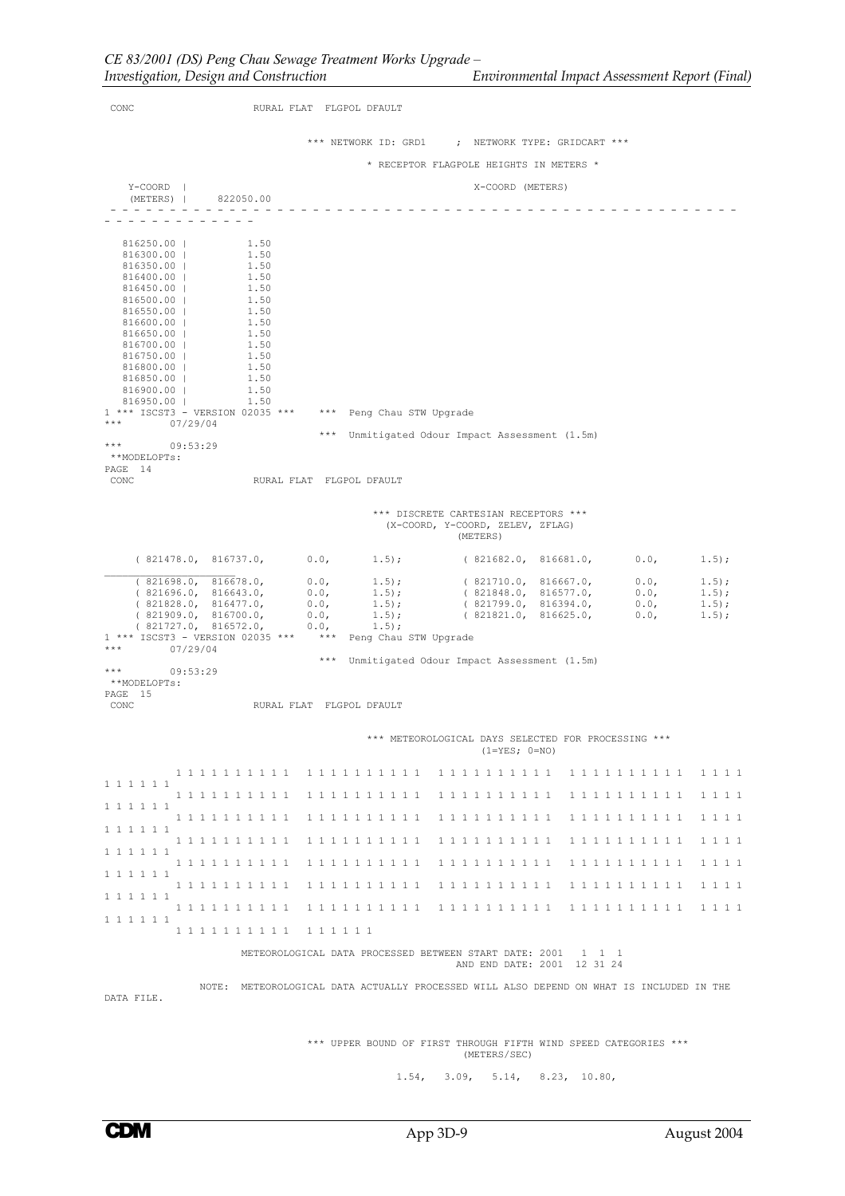```
 CONC                    RURAL FLAT  FLGPOL DFAULT

                              *** NETWORK ID: GRD1     ;  NETWORK TYPE: GRIDCART ***

                                        * RECEPTOR FLAGPOLE HEIGHTS IN METERS *

    Y-COORD  |                                            X-COORD (METERS)
    (METERS) |     822050.00
 - - - - - - - - - - - - - - - - - - - - - - - - - - - - - - - - - - - - - - - - - - - - - - -
- - - - - - - - - - - - -

   816250.00 |          1.50
   816300.00 |          1.50
   816350.00 |          1.50
   816400.00 |          1.50
   816450.00 |          1.50
   816500.00 |          1.50
   816550.00 |          1.50
   816600.00 |          1.50
   816650.00 |          1.50
   816700.00 |          1.50
   816750.00 |          1.50
   816800.00 |          1.50
   816850.00 |          1.50
   816900.00 |          1.50
   816950.00 |          1.50
1 *** ISCST3 - VERSION 02035 ***    ***  Peng Chau STW Upgrade
***        07/29/04
                                    ***  Unmitigated Odour Impact Assessment (1.5m)
***        09:53:29
 **MODELOPTs:
PAGE  14
 CONC                    RURAL FLAT  FLGPOL DFAULT

                                             *** DISCRETE CARTESIAN RECEPTORS ***
                                               (X-COORD, Y-COORD, ZELEV, ZFLAG)
                                                          (METERS)

     ( 821478.0,  816737.0,       0.0,       1.5);          ( 821682.0,  816681.0,       0.0,       1.5);
     ( 821698.0,  816678.0,       0.0,       1.5);          ( 821710.0,  816667.0,       0.0,       1.5);
     ( 821696.0,  816643.0,       0.0,       1.5);          ( 821848.0,  816577.0,       0.0,       1.5);
     ( 821828.0,  816477.0,       0.0,       1.5);          ( 821799.0,  816394.0,       0.0,       1.5);
     ( 821909.0,  816700.0,       0.0,       1.5);          ( 821821.0,  816625.0,       0.0,       1.5);
     ( 821727.0,  816572.0,       0.0,       1.5);
1 *** ISCST3 - VERSION 02035 ***    ***  Peng Chau STW Upgrade
***        07/29/04
                                    ***  Unmitigated Odour Impact Assessment (1.5m)
***        09:53:29
 **MODELOPTs:
PAGE  15
 CONC                    RURAL FLAT  FLGPOL DFAULT

                                             *** METEOROLOGICAL DAYS SELECTED FOR PROCESSING ***
                                                              (1=YES; 0=NO)

          1 1 1 1 1 1 1 1 1 1  1 1 1 1 1 1 1 1 1 1  1 1 1 1 1 1 1 1 1 1  1 1 1 1 1 1 1 1 1 1  1 1 1 1
1 1 1 1 1 1
          1 1 1 1 1 1 1 1 1 1  1 1 1 1 1 1 1 1 1 1  1 1 1 1 1 1 1 1 1 1  1 1 1 1 1 1 1 1 1 1  1 1 1 1
1 1 1 1 1 1
          1 1 1 1 1 1 1 1 1 1  1 1 1 1 1 1 1 1 1 1  1 1 1 1 1 1 1 1 1 1  1 1 1 1 1 1 1 1 1 1  1 1 1 1
1 1 1 1 1 1
          1 1 1 1 1 1 1 1 1 1  1 1 1 1 1 1 1 1 1 1  1 1 1 1 1 1 1 1 1 1  1 1 1 1 1 1 1 1 1 1  1 1 1 1
1 1 1 1 1 1
          1 1 1 1 1 1 1 1 1 1  1 1 1 1 1 1 1 1 1 1  1 1 1 1 1 1 1 1 1 1  1 1 1 1 1 1 1 1 1 1  1 1 1 1
1 1 1 1 1 1
          1 1 1 1 1 1 1 1 1 1  1 1 1 1 1 1 1 1 1 1  1 1 1 1 1 1 1 1 1 1  1 1 1 1 1 1 1 1 1 1  1 1 1 1
1 1 1 1 1 1
          1 1 1 1 1 1 1 1 1 1  1 1 1 1 1 1 1 1 1 1  1 1 1 1 1 1 1 1 1 1  1 1 1 1 1 1 1 1 1 1  1 1 1 1
1 1 1 1 1 1
          1 1 1 1 1 1 1 1 1 1  1 1 1 1 1 1

                 METEOROLOGICAL DATA PROCESSED BETWEEN START DATE: 2001   1  1  1
                                                    AND END DATE: 2001  12 31 24

           NOTE:  METEOROLOGICAL DATA ACTUALLY PROCESSED WILL ALSO DEPEND ON WHAT IS INCLUDED IN THE
DATA FILE.


                                   *** UPPER BOUND OF FIRST THROUGH FIFTH WIND SPEED CATEGORIES ***
                                                          (METERS/SEC)

                                              1.54,    3.09,    5.14,    8.23,   10.80,
```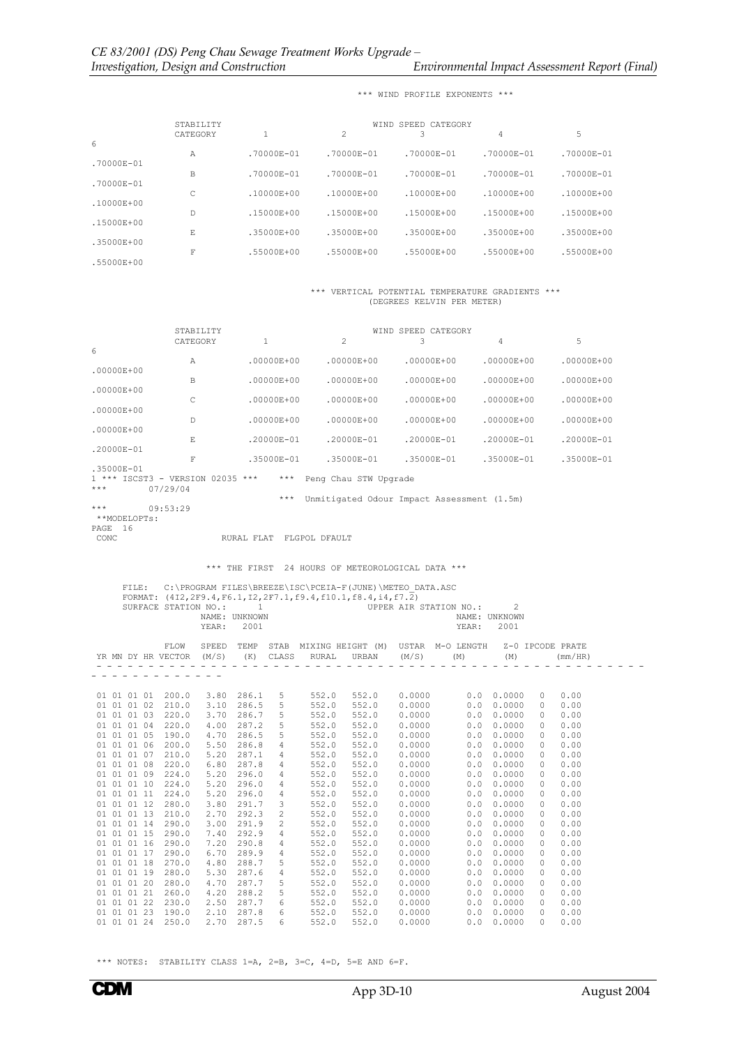*** WIND PROFILE EXPONENTS ***

| STABILITY CATEGORY | WIND SPEED CATEGORY 1 | 2 | 3 | 4 | 5 | 6 |
|---|---|---|---|---|---|---|
| A | .70000E-01 | .70000E-01 | .70000E-01 | .70000E-01 | .70000E-01 | .70000E-01 |
| B | .70000E-01 | .70000E-01 | .70000E-01 | .70000E-01 | .70000E-01 | .70000E-01 |
| C | .10000E+00 | .10000E+00 | .10000E+00 | .10000E+00 | .10000E+00 | .10000E+00 |
| D | .15000E+00 | .15000E+00 | .15000E+00 | .15000E+00 | .15000E+00 | .15000E+00 |
| E | .35000E+00 | .35000E+00 | .35000E+00 | .35000E+00 | .35000E+00 | .35000E+00 |
| F | .55000E+00 | .55000E+00 | .55000E+00 | .55000E+00 | .55000E+00 | .55000E+00 |

*** VERTICAL POTENTIAL TEMPERATURE GRADIENTS ***
(DEGREES KELVIN PER METER)

| STABILITY CATEGORY | WIND SPEED CATEGORY 1 | 2 | 3 | 4 | 5 | 6 |
|---|---|---|---|---|---|---|
| A | .00000E+00 | .00000E+00 | .00000E+00 | .00000E+00 | .00000E+00 | .00000E+00 |
| B | .00000E+00 | .00000E+00 | .00000E+00 | .00000E+00 | .00000E+00 | .00000E+00 |
| C | .00000E+00 | .00000E+00 | .00000E+00 | .00000E+00 | .00000E+00 | .00000E+00 |
| D | .00000E+00 | .00000E+00 | .00000E+00 | .00000E+00 | .00000E+00 | .00000E+00 |
| E | .20000E-01 | .20000E-01 | .20000E-01 | .20000E-01 | .20000E-01 | .20000E-01 |
| F | .35000E-01 | .35000E-01 | .35000E-01 | .35000E-01 | .35000E-01 | .35000E-01 |

```
1 *** ISCST3 - VERSION 02035 ***   *** Peng Chau STW Upgrade
***      07/29/04
                                   *** Unmitigated Odour Impact Assessment (1.5m)
***      09:53:29
 **MODELOPTs:
PAGE  16
 CONC                  RURAL FLAT  FLGPOL DFAULT
```

*** THE FIRST 24 HOURS OF METEOROLOGICAL DATA ***

```
FILE:   C:\PROGRAM FILES\BREEZE\ISC\PCEIA-F(JUNE)\METEO_DATA.ASC
FORMAT: (4I2,2F9.4,F6.1,I2,2F7.1,f9.4,f10.1,f8.4,i4,f7.2)
SURFACE STATION NO.:     1                      UPPER AIR STATION NO.:      2
                NAME: UNKNOWN                                    NAME: UNKNOWN
                YEAR:   2001                                     YEAR:   2001
```

| YR MN DY HR | FLOW VECTOR | SPEED (M/S) | TEMP (K) | STAB CLASS | MIXING HEIGHT (M) RURAL | URBAN | USTAR (M/S) | M-O LENGTH (M) | Z-0 (M) | IPCODE | PRATE (mm/HR) |
|---|---|---|---|---|---|---|---|---|---|---|---|
| 01 01 01 01 | 200.0 | 3.80 | 286.1 | 5 | 552.0 | 552.0 | 0.0000 | 0.0 | 0.0000 | 0 | 0.00 |
| 01 01 01 02 | 210.0 | 3.10 | 286.5 | 5 | 552.0 | 552.0 | 0.0000 | 0.0 | 0.0000 | 0 | 0.00 |
| 01 01 01 03 | 220.0 | 3.70 | 286.7 | 5 | 552.0 | 552.0 | 0.0000 | 0.0 | 0.0000 | 0 | 0.00 |
| 01 01 01 04 | 220.0 | 4.00 | 287.2 | 5 | 552.0 | 552.0 | 0.0000 | 0.0 | 0.0000 | 0 | 0.00 |
| 01 01 01 05 | 190.0 | 4.70 | 286.5 | 5 | 552.0 | 552.0 | 0.0000 | 0.0 | 0.0000 | 0 | 0.00 |
| 01 01 01 06 | 200.0 | 5.50 | 286.8 | 4 | 552.0 | 552.0 | 0.0000 | 0.0 | 0.0000 | 0 | 0.00 |
| 01 01 01 07 | 210.0 | 5.20 | 287.1 | 4 | 552.0 | 552.0 | 0.0000 | 0.0 | 0.0000 | 0 | 0.00 |
| 01 01 01 08 | 220.0 | 6.80 | 287.8 | 4 | 552.0 | 552.0 | 0.0000 | 0.0 | 0.0000 | 0 | 0.00 |
| 01 01 01 09 | 224.0 | 5.20 | 296.0 | 4 | 552.0 | 552.0 | 0.0000 | 0.0 | 0.0000 | 0 | 0.00 |
| 01 01 01 10 | 224.0 | 5.20 | 296.0 | 4 | 552.0 | 552.0 | 0.0000 | 0.0 | 0.0000 | 0 | 0.00 |
| 01 01 01 11 | 224.0 | 5.20 | 296.0 | 4 | 552.0 | 552.0 | 0.0000 | 0.0 | 0.0000 | 0 | 0.00 |
| 01 01 01 12 | 280.0 | 3.80 | 291.7 | 3 | 552.0 | 552.0 | 0.0000 | 0.0 | 0.0000 | 0 | 0.00 |
| 01 01 01 13 | 210.0 | 2.70 | 292.3 | 2 | 552.0 | 552.0 | 0.0000 | 0.0 | 0.0000 | 0 | 0.00 |
| 01 01 01 14 | 290.0 | 3.00 | 291.9 | 2 | 552.0 | 552.0 | 0.0000 | 0.0 | 0.0000 | 0 | 0.00 |
| 01 01 01 15 | 290.0 | 7.40 | 292.9 | 4 | 552.0 | 552.0 | 0.0000 | 0.0 | 0.0000 | 0 | 0.00 |
| 01 01 01 16 | 290.0 | 7.20 | 290.8 | 4 | 552.0 | 552.0 | 0.0000 | 0.0 | 0.0000 | 0 | 0.00 |
| 01 01 01 17 | 290.0 | 6.70 | 289.9 | 4 | 552.0 | 552.0 | 0.0000 | 0.0 | 0.0000 | 0 | 0.00 |
| 01 01 01 18 | 270.0 | 4.80 | 288.7 | 5 | 552.0 | 552.0 | 0.0000 | 0.0 | 0.0000 | 0 | 0.00 |
| 01 01 01 19 | 280.0 | 5.30 | 287.6 | 4 | 552.0 | 552.0 | 0.0000 | 0.0 | 0.0000 | 0 | 0.00 |
| 01 01 01 20 | 280.0 | 4.70 | 287.7 | 5 | 552.0 | 552.0 | 0.0000 | 0.0 | 0.0000 | 0 | 0.00 |
| 01 01 01 21 | 260.0 | 4.20 | 288.2 | 5 | 552.0 | 552.0 | 0.0000 | 0.0 | 0.0000 | 0 | 0.00 |
| 01 01 01 22 | 230.0 | 2.50 | 287.7 | 6 | 552.0 | 552.0 | 0.0000 | 0.0 | 0.0000 | 0 | 0.00 |
| 01 01 01 23 | 190.0 | 2.10 | 287.8 | 6 | 552.0 | 552.0 | 0.0000 | 0.0 | 0.0000 | 0 | 0.00 |
| 01 01 01 24 | 250.0 | 2.70 | 287.5 | 6 | 552.0 | 552.0 | 0.0000 | 0.0 | 0.0000 | 0 | 0.00 |

*** NOTES:  STABILITY CLASS 1=A, 2=B, 3=C, 4=D, 5=E AND 6=F.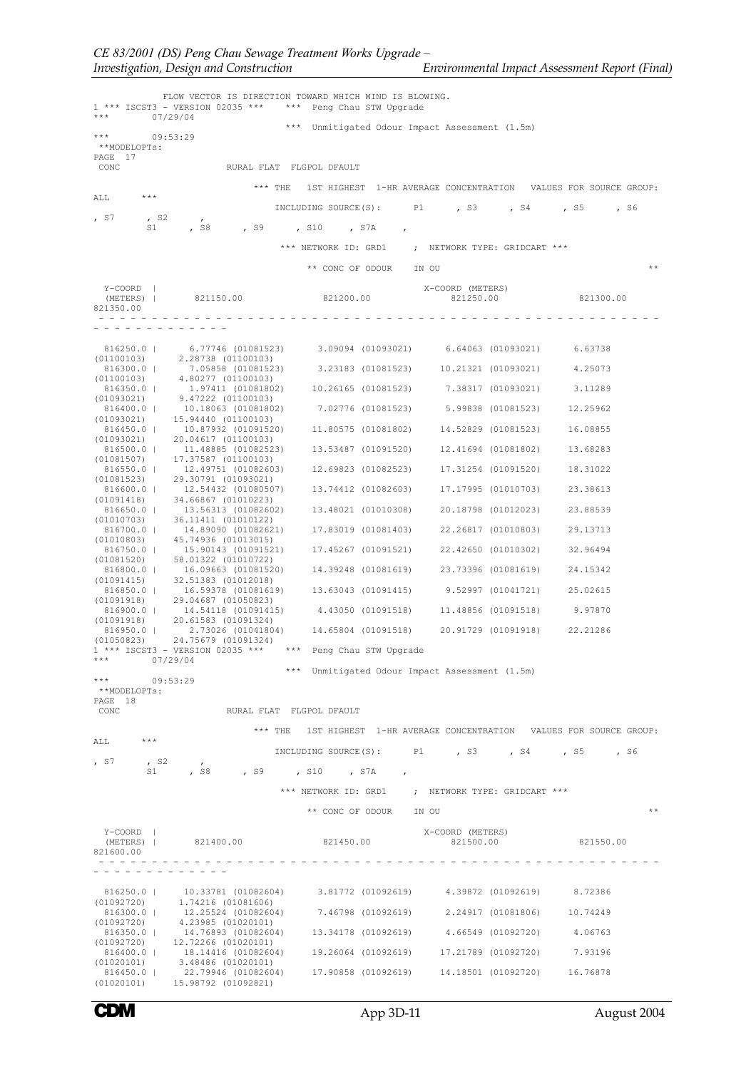FLOW VECTOR IS DIRECTION TOWARD WHICH WIND IS BLOWING.

```
1 *** ISCST3 - VERSION 02035 ***    *** Peng Chau STW Upgrade
***        07/29/04
                                    *** Unmitigated Odour Impact Assessment (1.5m)
***        09:53:29
 **MODELOPTs:
PAGE  17
 CONC                   RURAL FLAT  FLGPOL DFAULT

                        *** THE   1ST HIGHEST  1-HR AVERAGE CONCENTRATION   VALUES FOR SOURCE GROUP: ALL      ***
                                 INCLUDING SOURCE(S):     P1      , S3      , S4      , S5      , S6      , S7      , S2      ,
         S1      , S8      , S9      , S10     , S7A     ,

                              *** NETWORK ID: GRD1     ; NETWORK TYPE: GRIDCART ***

                                   ** CONC OF ODOUR    IN OU                                              **
```

| Y-COORD (METERS) | 821150.00 | 821200.00 | 821250.00 | 821300.00 | 821350.00 |
|---|---|---|---|---|---|
| 816250.0 | 6.77746 (01081523) | 3.09094 (01093021) | 6.64063 (01093021) | 6.63738 (01100103) | 2.28738 (01100103) |
| 816300.0 | 7.05858 (01081523) | 3.23183 (01081523) | 10.21321 (01093021) | 4.25073 (01100103) | 4.80277 (01100103) |
| 816350.0 | 1.97411 (01081802) | 10.26165 (01081523) | 7.38317 (01093021) | 3.11289 (01093021) | 9.47222 (01100103) |
| 816400.0 | 10.18063 (01081802) | 7.02776 (01081523) | 5.99838 (01081523) | 12.25962 (01093021) | 15.94440 (01100103) |
| 816450.0 | 10.87932 (01091520) | 11.80575 (01081802) | 14.52829 (01081523) | 16.08855 (01093021) | 20.04617 (01100103) |
| 816500.0 | 11.48885 (01082523) | 13.53487 (01091520) | 12.41694 (01081802) | 13.68283 (01081507) | 17.37587 (01100103) |
| 816550.0 | 12.49751 (01082603) | 12.69823 (01082523) | 17.31254 (01091520) | 18.31022 (01081523) | 29.30791 (01093021) |
| 816600.0 | 12.54432 (01080507) | 13.74412 (01082603) | 17.17995 (01010703) | 23.38613 (01091418) | 34.66867 (01010223) |
| 816650.0 | 13.56313 (01082602) | 13.48021 (01010308) | 20.18798 (01012023) | 23.88539 (01010703) | 36.11411 (01010122) |
| 816700.0 | 14.89090 (01082621) | 17.83019 (01081403) | 22.26817 (01010803) | 29.13713 (01010803) | 45.74936 (01013015) |
| 816750.0 | 15.90143 (01091521) | 17.45267 (01091521) | 22.42650 (01010302) | 32.96494 (01081520) | 58.01322 (01010722) |
| 816800.0 | 16.09663 (01081520) | 14.39248 (01081619) | 23.73396 (01081619) | 24.15342 (01091415) | 32.51383 (01012018) |
| 816850.0 | 16.59378 (01081619) | 13.63043 (01091415) | 9.52997 (01041721) | 25.02615 (01091918) | 29.04687 (01050823) |
| 816900.0 | 14.54118 (01091415) | 4.43050 (01091518) | 11.48856 (01091518) | 9.97870 (01091918) | 20.61583 (01091324) |
| 816950.0 | 2.73026 (01041804) | 14.65804 (01091518) | 20.91729 (01091918) | 22.21286 (01050823) | 24.75679 (01091324) |

```
1 *** ISCST3 - VERSION 02035 ***    *** Peng Chau STW Upgrade
***        07/29/04
                                    *** Unmitigated Odour Impact Assessment (1.5m)
***        09:53:29
 **MODELOPTs:
PAGE  18
 CONC                   RURAL FLAT  FLGPOL DFAULT

                        *** THE   1ST HIGHEST  1-HR AVERAGE CONCENTRATION   VALUES FOR SOURCE GROUP: ALL      ***
                                 INCLUDING SOURCE(S):     P1      , S3      , S4      , S5      , S6      , S7      , S2      ,
         S1      , S8      , S9      , S10     , S7A     ,

                              *** NETWORK ID: GRD1     ; NETWORK TYPE: GRIDCART ***

                                   ** CONC OF ODOUR    IN OU                                              **
```

| Y-COORD (METERS) | 821400.00 | 821450.00 | 821500.00 | 821550.00 | 821600.00 |
|---|---|---|---|---|---|
| 816250.0 | 10.33781 (01082604) | 3.81772 (01092619) | 4.39872 (01092619) | 8.72386 (01092720) | 1.74216 (01081606) |
| 816300.0 | 12.25524 (01082604) | 7.46798 (01092619) | 2.24917 (01081806) | 10.74249 (01092720) | 4.23985 (01020101) |
| 816350.0 | 14.76893 (01082604) | 13.34178 (01092619) | 4.66549 (01092720) | 4.06763 (01092720) | 12.72266 (01020101) |
| 816400.0 | 18.14416 (01082604) | 19.26064 (01092619) | 17.21789 (01092720) | 7.93196 (01020101) | 3.48486 (01020101) |
| 816450.0 | 22.79946 (01082604) | 17.90858 (01092619) | 14.18501 (01092720) | 16.76878 (01020101) | 15.98792 (01092821) |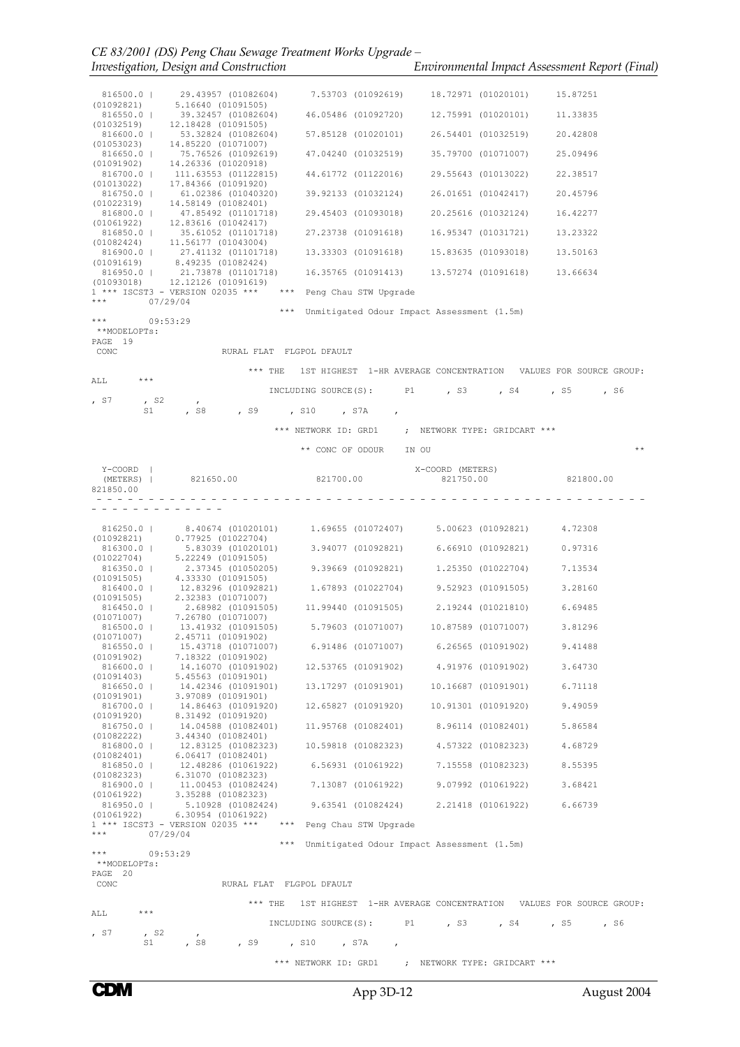```
  816500.0 |     29.43957 (01082604)      7.53703 (01092619)     18.72971 (01020101)     15.87251
(01092821)      5.16640 (01091505)
  816550.0 |     39.32457 (01082604)     46.05486 (01092720)     12.75991 (01020101)     11.33835
(01032519)     12.18428 (01091505)
  816600.0 |     53.32824 (01082604)     57.85128 (01020101)     26.54401 (01032519)     20.42808
(01053023)     14.85220 (01071007)
  816650.0 |     75.76526 (01092619)     47.04240 (01032519)     35.79700 (01071007)     25.09496
(01091902)     14.26336 (01020918)
  816700.0 |    111.63553 (01122815)     44.61772 (01122016)     29.55643 (01013022)     22.38517
(01013022)     17.84366 (01091920)
  816750.0 |     61.02386 (01040320)     39.92133 (01032124)     26.01651 (01042417)     20.45796
(01022319)     14.58149 (01082401)
  816800.0 |     47.85492 (01101718)     29.45403 (01093018)     20.25616 (01032124)     16.42277
(01061922)     12.83616 (01042417)
  816850.0 |     35.61052 (01101718)     27.23738 (01091618)     16.95347 (01031721)     13.23322
(01082424)     11.56177 (01043004)
  816900.0 |     27.41132 (01101718)     13.33303 (01091618)     15.83635 (01093018)     13.50163
(01091619)      8.49235 (01082424)
  816950.0 |     21.73878 (01101718)     16.35765 (01091413)     13.57274 (01091618)     13.66634
(01093018)     12.12126 (01091619)
1 *** ISCST3 - VERSION 02035 ***   *** Peng Chau STW Upgrade
***        07/29/04
                                   *** Unmitigated Odour Impact Assessment (1.5m)
***        09:53:29
 **MODELOPTs:
PAGE  19
 CONC                    RURAL FLAT  FLGPOL DFAULT

                             *** THE   1ST HIGHEST  1-HR AVERAGE CONCENTRATION  VALUES FOR SOURCE GROUP:
ALL      ***
                                 INCLUDING SOURCE(S):     P1     , S3     , S4     , S5     , S6
, S7     , S2     ,
        S1     , S8     , S9     , S10    , S7A    ,

                                 *** NETWORK ID: GRD1     ;  NETWORK TYPE: GRIDCART ***

                                       ** CONC OF ODOUR    IN OU                                  **

  Y-COORD  |                                                X-COORD (METERS)
  (METERS) |      821650.00              821700.00              821750.00              821800.00
821850.00
 - - - - - - - - - - - - - - - - - - - - - - - - - - - - - - - - - - - - - - - - - - - - - - - - -
 - - - - - - - - - - - - -

  816250.0 |      8.40674 (01020101)      1.69655 (01072407)      5.00623 (01092821)      4.72308
(01092821)      0.77925 (01022704)
  816300.0 |      5.83039 (01020101)      3.94077 (01092821)      6.66910 (01092821)      0.97316
(01022704)      5.22249 (01091505)
  816350.0 |      2.37345 (01050205)      9.39669 (01092821)      1.25350 (01022704)      7.13534
(01091505)      4.33330 (01091505)
  816400.0 |     12.83296 (01092821)      1.67893 (01022704)      9.52923 (01091505)      3.28160
(01091505)      2.32383 (01071007)
  816450.0 |      2.68982 (01091505)     11.99440 (01091505)      2.19244 (01021810)      6.69485
(01071007)      7.26780 (01071007)
  816500.0 |     13.41932 (01091505)      5.79603 (01071007)     10.87589 (01071007)      3.81296
(01071007)      2.45711 (01091902)
  816550.0 |     15.43718 (01071007)      6.91486 (01071007)      6.26565 (01091902)      9.41488
(01091902)      7.18322 (01091902)
  816600.0 |     14.16070 (01091902)     12.53765 (01091902)      4.91976 (01091902)      3.64730
(01091403)      5.45563 (01091901)
  816650.0 |     14.42346 (01091901)     13.17297 (01091901)     10.16687 (01091901)      6.71118
(01091901)      3.97089 (01091901)
  816700.0 |     14.86463 (01091920)     12.65827 (01091920)     10.91301 (01091920)      9.49059
(01091920)      8.31492 (01091920)
  816750.0 |     14.04588 (01082401)     11.95768 (01082401)      8.96114 (01082401)      5.86584
(01082222)      3.44340 (01082401)
  816800.0 |     12.83125 (01082323)     10.59818 (01082323)      4.57322 (01082323)      4.68729
(01082401)      6.06417 (01082401)
  816850.0 |     12.48286 (01061922)      6.56931 (01061922)      7.15558 (01082323)      8.55395
(01082323)      6.31070 (01082323)
  816900.0 |     11.00453 (01082424)      7.13087 (01061922)      9.07992 (01061922)      3.68421
(01061922)      3.35288 (01082323)
  816950.0 |      5.10928 (01082424)      9.63541 (01082424)      2.21418 (01061922)      6.66739
(01061922)      6.30954 (01061922)
1 *** ISCST3 - VERSION 02035 ***   *** Peng Chau STW Upgrade
***        07/29/04
                                   *** Unmitigated Odour Impact Assessment (1.5m)
***        09:53:29
 **MODELOPTs:
PAGE  20
 CONC                    RURAL FLAT  FLGPOL DFAULT

                             *** THE   1ST HIGHEST  1-HR AVERAGE CONCENTRATION  VALUES FOR SOURCE GROUP:
ALL      ***
                                 INCLUDING SOURCE(S):     P1     , S3     , S4     , S5     , S6
, S7     , S2     ,
        S1     , S8     , S9     , S10    , S7A    ,

                                 *** NETWORK ID: GRD1     ;  NETWORK TYPE: GRIDCART ***
```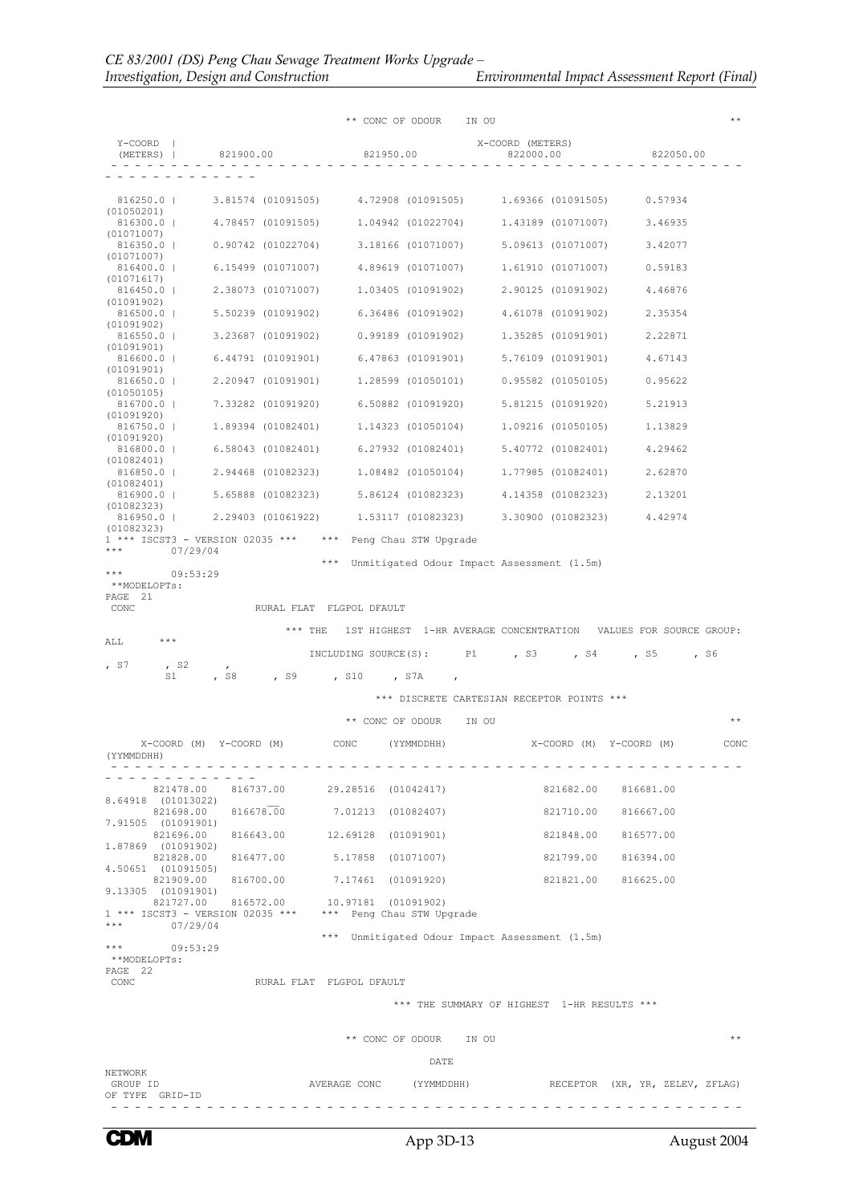```
                                  ** CONC OF ODOUR    IN OU                                                 **

 Y-COORD  |                                                X-COORD (METERS)
 (METERS) |      821900.00               821950.00               822000.00               822050.00
 - - - - - - - - - - - - - - - - - - - - - - - - - - - - - - - - - - - - - - - - - - - - - - - - - - - - - -
- - - - - - - - - - - - -

  816250.0 |     3.81574 (01091505)      4.72908 (01091505)      1.69366 (01091505)      0.57934
(01050201)
  816300.0 |     4.78457 (01091505)      1.04942 (01022704)      1.43189 (01071007)      3.46935
(01071007)
  816350.0 |     0.90742 (01022704)      3.18166 (01071007)      5.09613 (01071007)      3.42077
(01071007)
  816400.0 |     6.15499 (01071007)      4.89619 (01071007)      1.61910 (01071007)      0.59183
(01071617)
  816450.0 |     2.38073 (01071007)      1.03405 (01091902)      2.90125 (01091902)      4.46876
(01091902)
  816500.0 |     5.50239 (01091902)      6.36486 (01091902)      4.61078 (01091902)      2.35354
(01091902)
  816550.0 |     3.23687 (01091902)      0.99189 (01091902)      1.35285 (01091901)      2.22871
(01091901)
  816600.0 |     6.44791 (01091901)      6.47863 (01091901)      5.76109 (01091901)      4.67143
(01091901)
  816650.0 |     2.20947 (01091901)      1.28599 (01050101)      0.95582 (01050105)      0.95622
(01050105)
  816700.0 |     7.33282 (01091920)      6.50882 (01091920)      5.81215 (01091920)      5.21913
(01091920)
  816750.0 |     1.89394 (01082401)      1.14323 (01050104)      1.09216 (01050105)      1.13829
(01091920)
  816800.0 |     6.58043 (01082401)      6.27932 (01082401)      5.40772 (01082401)      4.29462
(01082401)
  816850.0 |     2.94468 (01082323)      1.08482 (01050104)      1.77985 (01082401)      2.62870
(01082401)
  816900.0 |     5.65888 (01082323)      5.86124 (01082323)      4.14358 (01082323)      2.13201
(01082323)
  816950.0 |     2.29403 (01061922)      1.53117 (01082323)      3.30900 (01082323)      4.42974
(01082323)
1 *** ISCST3 - VERSION 02035 ***    ***  Peng Chau STW Upgrade
***        07/29/04
                                   ***  Unmitigated Odour Impact Assessment (1.5m)
***        09:53:29
 **MODELOPTs:
PAGE  21
 CONC                   RURAL FLAT  FLGPOL DFAULT

                          *** THE   1ST HIGHEST  1-HR AVERAGE CONCENTRATION   VALUES FOR SOURCE GROUP:
ALL      ***
                                INCLUDING SOURCE(S):      P1      , S3      , S4      , S5      , S6
, S7      , S2      ,
        S1      , S8      , S9      , S10     , S7A     ,

                                           *** DISCRETE CARTESIAN RECEPTOR POINTS ***

                                  ** CONC OF ODOUR    IN OU                                                 **

      X-COORD (M)  Y-COORD (M)        CONC     (YYMMDDHH)              X-COORD (M)  Y-COORD (M)        CONC
(YYMMDDHH)
 - - - - - - - - - - - - - - - - - - - - - - - - - - - - - - - - - - - - - - - - - - - - - - - - - - - - - -
- - - - - - - - - - - - -
       821478.00    816737.00       29.28516  (01042417)              821682.00    816681.00
8.64918  (01013022)
       821698.00    816678.00        7.01213  (01082407)              821710.00    816667.00
7.91505  (01091901)
       821696.00    816643.00       12.69128  (01091901)              821848.00    816577.00
1.87869  (01091902)
       821828.00    816477.00        5.17858  (01071007)              821799.00    816394.00
4.50651  (01091505)
       821909.00    816700.00        7.17461  (01091920)              821821.00    816625.00
9.13305  (01091901)
       821727.00    816572.00       10.97181  (01091902)
1 *** ISCST3 - VERSION 02035 ***    ***  Peng Chau STW Upgrade
***        07/29/04
                                   ***  Unmitigated Odour Impact Assessment (1.5m)
***        09:53:29
 **MODELOPTs:
PAGE  22
 CONC                   RURAL FLAT  FLGPOL DFAULT

                                          *** THE SUMMARY OF HIGHEST  1-HR RESULTS ***


                                  ** CONC OF ODOUR    IN OU                                                 **

                                                  DATE
NETWORK
 GROUP ID                       AVERAGE CONC      (YYMMDDHH)            RECEPTOR  (XR, YR, ZELEV, ZFLAG)
OF TYPE  GRID-ID
 - - - - - - - - - - - - - - - - - - - - - - - - - - - - - - - - - - - - - - - - - - - - - - - - - - - - - -
```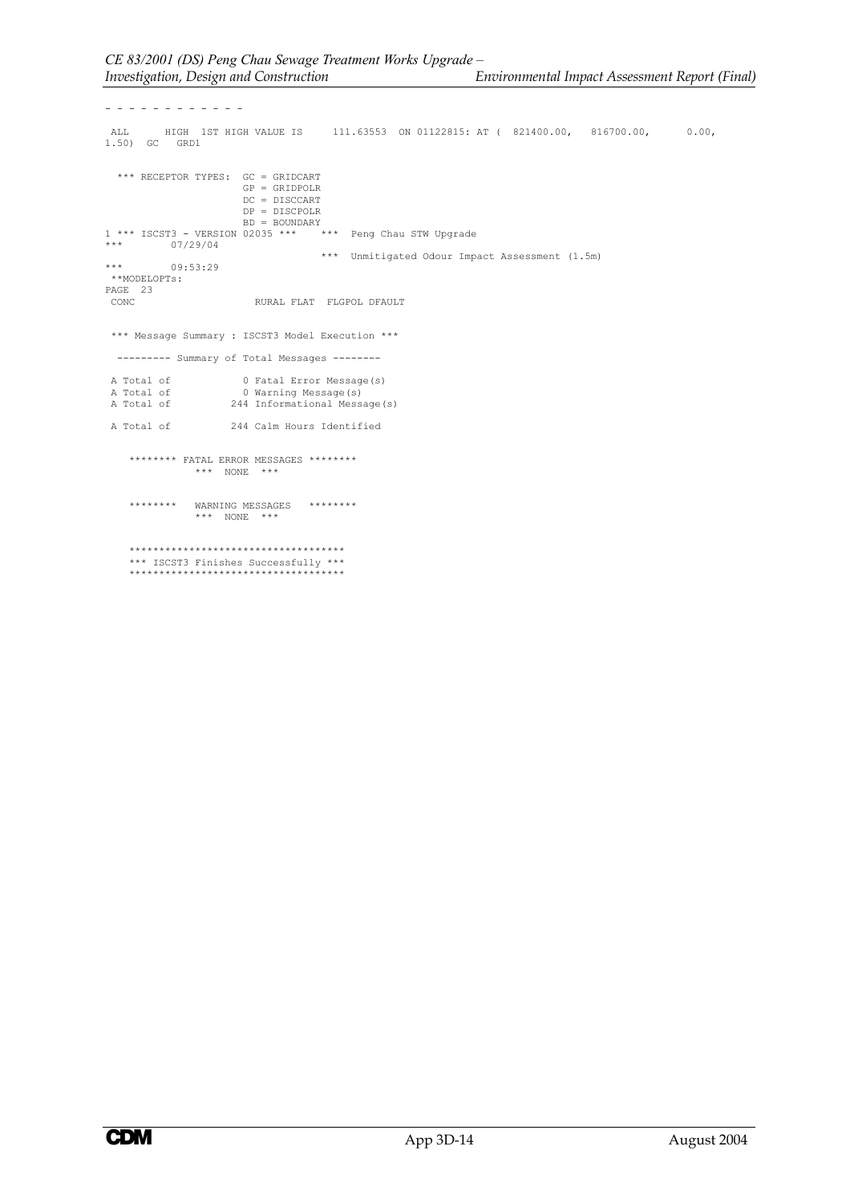```
- - - - - - - - - - - -

 ALL      HIGH  1ST HIGH VALUE IS     111.63553  ON 01122815: AT (  821400.00,   816700.00,       0.00,
1.50)  GC   GRD1


  *** RECEPTOR TYPES:  GC = GRIDCART
                       GP = GRIDPOLR
                       DC = DISCCART
                       DP = DISCPOLR
                       BD = BOUNDARY
1 *** ISCST3 - VERSION 02035 ***    ***  Peng Chau STW Upgrade
***        07/29/04
                                    ***  Unmitigated Odour Impact Assessment (1.5m)
***        09:53:29
 **MODELOPTs:
PAGE  23
 CONC                    RURAL FLAT  FLGPOL DFAULT


 *** Message Summary : ISCST3 Model Execution ***

  --------- Summary of Total Messages --------

 A Total of            0 Fatal Error Message(s)
 A Total of            0 Warning Message(s)
 A Total of          244 Informational Message(s)

 A Total of          244 Calm Hours Identified


    ******** FATAL ERROR MESSAGES ********
              ***  NONE  ***


    ********   WARNING MESSAGES   ********
              ***  NONE  ***


    ************************************
    *** ISCST3 Finishes Successfully ***
    ************************************
```